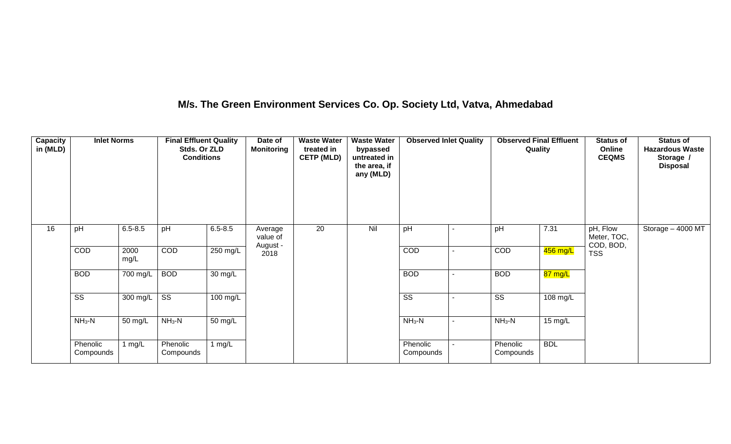# M/s. The Green Environment Services Co. Op. Society Ltd, Vatva, Ahmedabad

| Capacity in (MLD) | Inlet Norms | | Final Effluent Quality Stds. Or ZLD Conditions | | Date of Monitoring | Waste Water treated in CETP (MLD) | Waste Water bypassed untreated in the area, if any (MLD) | Observed Inlet Quality | | Observed Final Effluent Quality | | Status of Online CEQMS | Status of Hazardous Waste Storage / Disposal |
|---|---|---|---|---|---|---|---|---|---|---|---|---|---|
| 16 | pH | 6.5-8.5 | pH | 6.5-8.5 | Average value of August - 2018 | 20 | Nil | pH | - | pH | 7.31 | pH, Flow Meter, TOC, COD, BOD, TSS | Storage – 4000 MT |
| | COD | 2000 mg/L | COD | 250 mg/L | | | | COD | - | COD | 456 mg/L | | |
| | BOD | 700 mg/L | BOD | 30 mg/L | | | | BOD | - | BOD | 87 mg/L | | |
| | SS | 300 mg/L | SS | 100 mg/L | | | | SS | - | SS | 108 mg/L | | |
| | $NH_3$-N | 50 mg/L | $NH_3$-N | 50 mg/L | | | | $NH_3$-N | - | $NH_3$-N | 15 mg/L | | |
| | Phenolic Compounds | 1 mg/L | Phenolic Compounds | 1 mg/L | | | | Phenolic Compounds | - | Phenolic Compounds | BDL | | |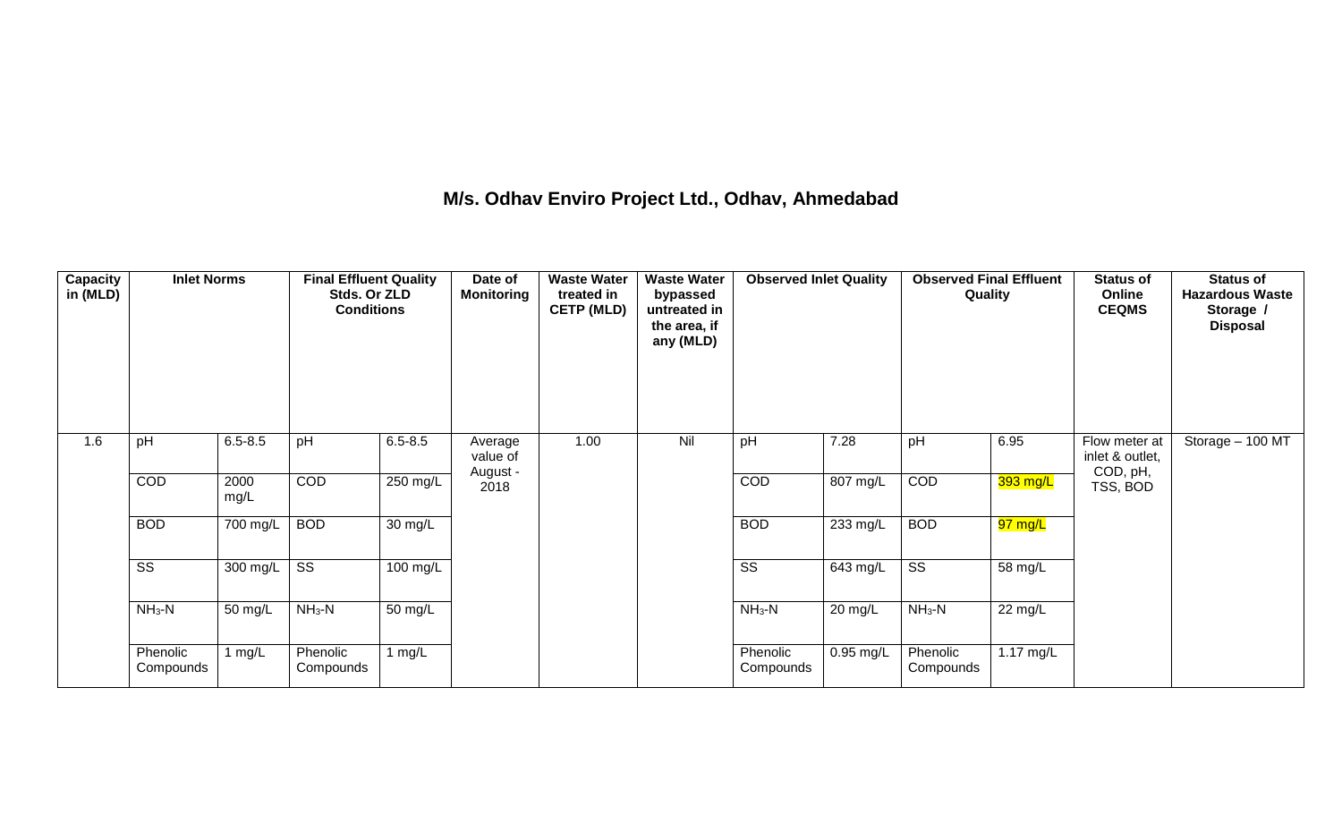# M/s. Odhav Enviro Project Ltd., Odhav, Ahmedabad

| Capacity in (MLD) | Inlet Norms | | Final Effluent Quality Stds. Or ZLD Conditions | | Date of Monitoring | Waste Water treated in CETP (MLD) | Waste Water bypassed untreated in the area, if any (MLD) | Observed Inlet Quality | | Observed Final Effluent Quality | | Status of Online CEQMS | Status of Hazardous Waste Storage / Disposal |
|---|---|---|---|---|---|---|---|---|---|---|---|---|---|
| 1.6 | pH | 6.5-8.5 | pH | 6.5-8.5 | Average value of August - 2018 | 1.00 | Nil | pH | 7.28 | pH | 6.95 | Flow meter at inlet & outlet, COD, pH, TSS, BOD | Storage – 100 MT |
| | COD | 2000 mg/L | COD | 250 mg/L | | | | COD | 807 mg/L | COD | 393 mg/L | | |
| | BOD | 700 mg/L | BOD | 30 mg/L | | | | BOD | 233 mg/L | BOD | 97 mg/L | | |
| | SS | 300 mg/L | SS | 100 mg/L | | | | SS | 643 mg/L | SS | 58 mg/L | | |
| | $NH_3$-N | 50 mg/L | $NH_3$-N | 50 mg/L | | | | $NH_3$-N | 20 mg/L | $NH_3$-N | 22 mg/L | | |
| | Phenolic Compounds | 1 mg/L | Phenolic Compounds | 1 mg/L | | | | Phenolic Compounds | 0.95 mg/L | Phenolic Compounds | 1.17 mg/L | | |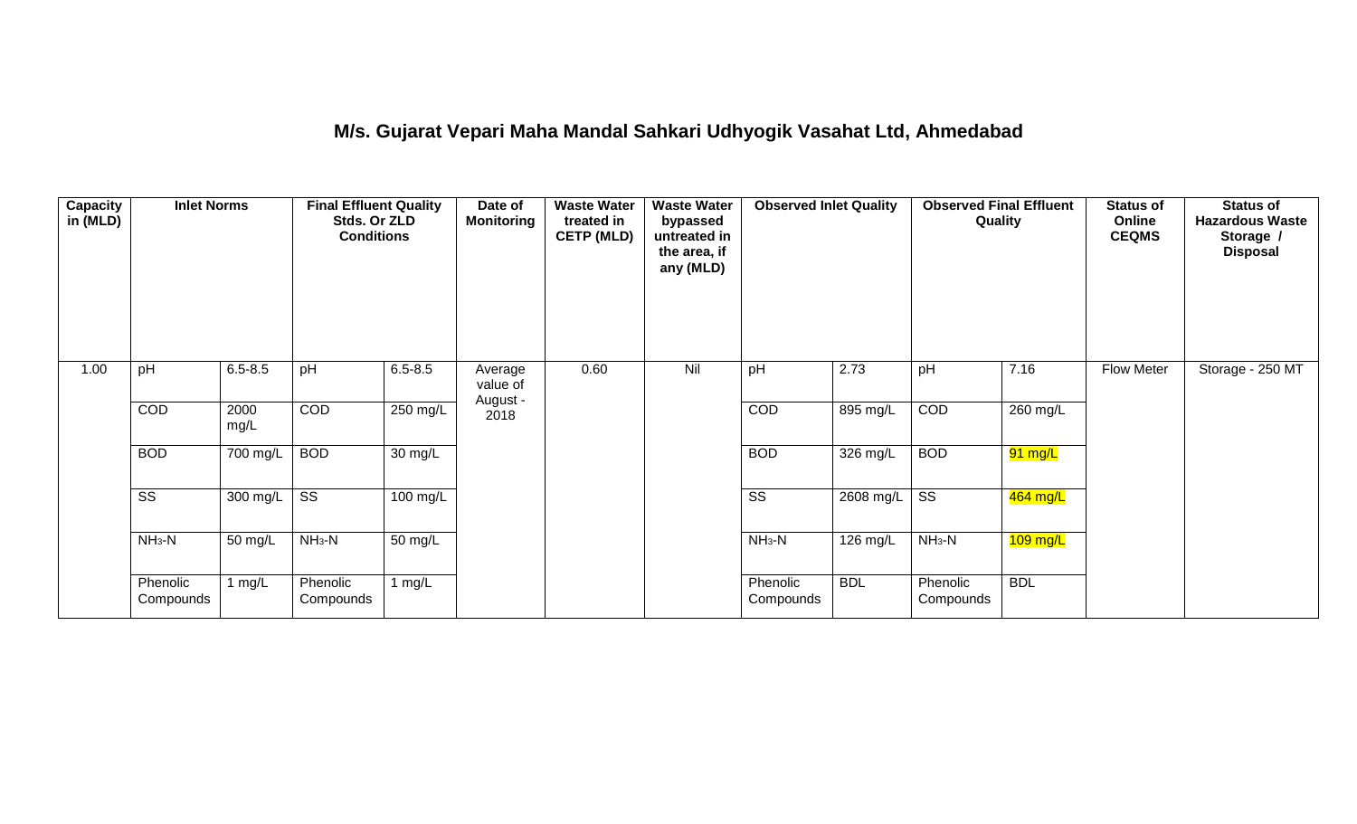# M/s. Gujarat Vepari Maha Mandal Sahkari Udhyogik Vasahat Ltd, Ahmedabad

| Capacity in (MLD) | Inlet Norms | | Final Effluent Quality Stds. Or ZLD Conditions | | Date of Monitoring | Waste Water treated in CETP (MLD) | Waste Water bypassed untreated in the area, if any (MLD) | Observed Inlet Quality | | Observed Final Effluent Quality | | Status of Online CEQMS | Status of Hazardous Waste Storage / Disposal |
|---|---|---|---|---|---|---|---|---|---|---|---|---|---|
| 1.00 | pH | 6.5-8.5 | pH | 6.5-8.5 | Average value of August - 2018 | 0.60 | Nil | pH | 2.73 | pH | 7.16 | Flow Meter | Storage - 250 MT |
| | COD | 2000 mg/L | COD | 250 mg/L | | | | COD | 895 mg/L | COD | 260 mg/L | | |
| | BOD | 700 mg/L | BOD | 30 mg/L | | | | BOD | 326 mg/L | BOD | 91 mg/L | | |
| | SS | 300 mg/L | SS | 100 mg/L | | | | SS | 2608 mg/L | SS | 464 mg/L | | |
| | $NH_3$-N | 50 mg/L | $NH_3$-N | 50 mg/L | | | | $NH_3$-N | 126 mg/L | $NH_3$-N | 109 mg/L | | |
| | Phenolic Compounds | 1 mg/L | Phenolic Compounds | 1 mg/L | | | | Phenolic Compounds | BDL | Phenolic Compounds | BDL | | |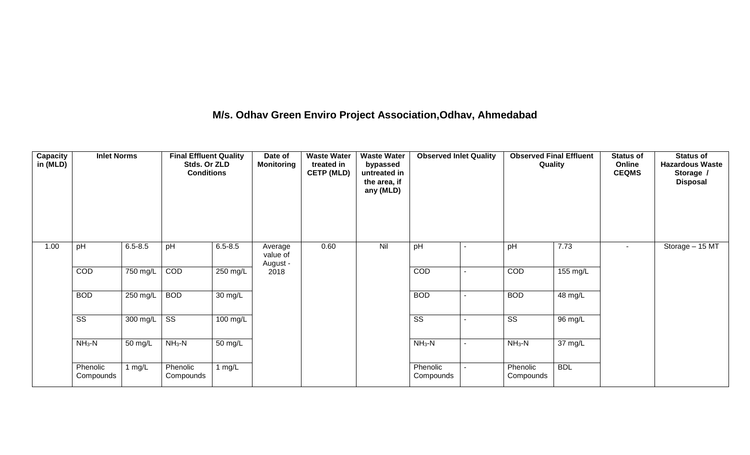## M/s. Odhav Green Enviro Project Association,Odhav, Ahmedabad

| Capacity in (MLD) | Inlet Norms | | Final Effluent Quality Stds. Or ZLD Conditions | | Date of Monitoring | Waste Water treated in CETP (MLD) | Waste Water bypassed untreated in the area, if any (MLD) | Observed Inlet Quality | | Observed Final Effluent Quality | | Status of Online CEQMS | Status of Hazardous Waste Storage / Disposal |
|---|---|---|---|---|---|---|---|---|---|---|---|---|---|
| 1.00 | pH | 6.5-8.5 | pH | 6.5-8.5 | Average value of August - 2018 | 0.60 | Nil | pH | - | pH | 7.73 | - | Storage – 15 MT |
| | COD | 750 mg/L | COD | 250 mg/L | | | | COD | - | COD | 155 mg/L | | |
| | BOD | 250 mg/L | BOD | 30 mg/L | | | | BOD | - | BOD | 48 mg/L | | |
| | SS | 300 mg/L | SS | 100 mg/L | | | | SS | - | SS | 96 mg/L | | |
| | $NH_3$-N | 50 mg/L | $NH_3$-N | 50 mg/L | | | | $NH_3$-N | - | $NH_3$-N | 37 mg/L | | |
| | Phenolic Compounds | 1 mg/L | Phenolic Compounds | 1 mg/L | | | | Phenolic Compounds | - | Phenolic Compounds | BDL | | |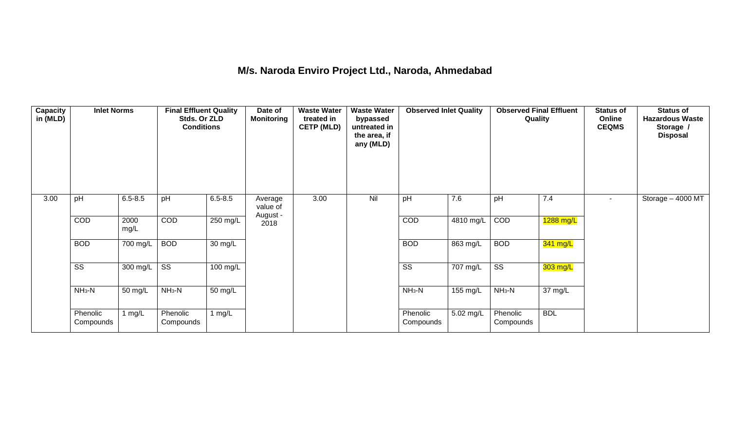# M/s. Naroda Enviro Project Ltd., Naroda, Ahmedabad

| Capacity in (MLD) | Inlet Norms | | Final Effluent Quality Stds. Or ZLD Conditions | | Date of Monitoring | Waste Water treated in CETP (MLD) | Waste Water bypassed untreated in the area, if any (MLD) | Observed Inlet Quality | | Observed Final Effluent Quality | | Status of Online CEQMS | Status of Hazardous Waste Storage / Disposal |
|---|---|---|---|---|---|---|---|---|---|---|---|---|---|
| 3.00 | pH | 6.5-8.5 | pH | 6.5-8.5 | Average value of August - 2018 | 3.00 | Nil | pH | 7.6 | pH | 7.4 | - | Storage – 4000 MT |
| | COD | 2000 mg/L | COD | 250 mg/L | | | | COD | 4810 mg/L | COD | 1288 mg/L | | |
| | BOD | 700 mg/L | BOD | 30 mg/L | | | | BOD | 863 mg/L | BOD | 341 mg/L | | |
| | SS | 300 mg/L | SS | 100 mg/L | | | | SS | 707 mg/L | SS | 303 mg/L | | |
| | $NH_3$-N | 50 mg/L | $NH_3$-N | 50 mg/L | | | | $NH_3$-N | 155 mg/L | $NH_3$-N | 37 mg/L | | |
| | Phenolic Compounds | 1 mg/L | Phenolic Compounds | 1 mg/L | | | | Phenolic Compounds | 5.02 mg/L | Phenolic Compounds | BDL | | |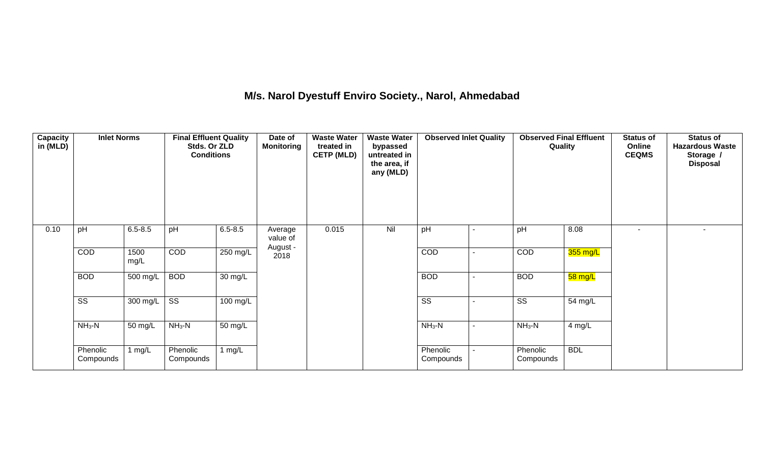# M/s. Narol Dyestuff Enviro Society., Narol, Ahmedabad

| Capacity in (MLD) | Inlet Norms | | Final Effluent Quality Stds. Or ZLD Conditions | | Date of Monitoring | Waste Water treated in CETP (MLD) | Waste Water bypassed untreated in the area, if any (MLD) | Observed Inlet Quality | | Observed Final Effluent Quality | | Status of Online CEQMS | Status of Hazardous Waste Storage / Disposal |
|---|---|---|---|---|---|---|---|---|---|---|---|---|---|
| 0.10 | pH | 6.5-8.5 | pH | 6.5-8.5 | Average value of August - 2018 | 0.015 | Nil | pH | - | pH | 8.08 | - | - |
| | COD | 1500 mg/L | COD | 250 mg/L | | | | COD | - | COD | 355 mg/L | | |
| | BOD | 500 mg/L | BOD | 30 mg/L | | | | BOD | - | BOD | 58 mg/L | | |
| | SS | 300 mg/L | SS | 100 mg/L | | | | SS | - | SS | 54 mg/L | | |
| | $NH_3$-N | 50 mg/L | $NH_3$-N | 50 mg/L | | | | $NH_3$-N | - | $NH_3$-N | 4 mg/L | | |
| | Phenolic Compounds | 1 mg/L | Phenolic Compounds | 1 mg/L | | | | Phenolic Compounds | - | Phenolic Compounds | BDL | | |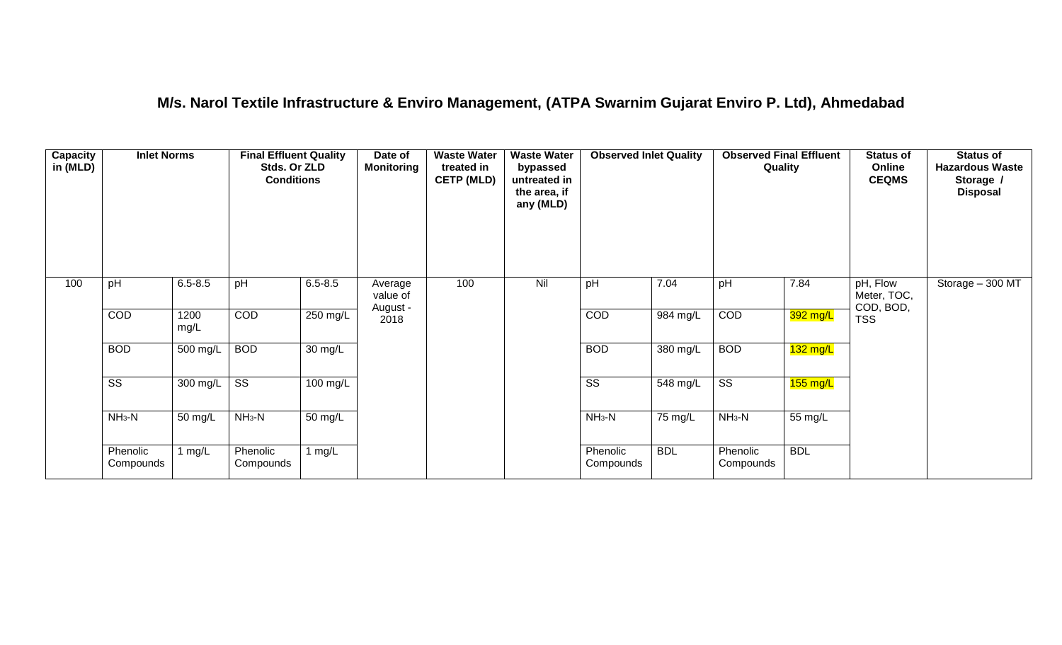## M/s. Narol Textile Infrastructure & Enviro Management, (ATPA Swarnim Gujarat Enviro P. Ltd), Ahmedabad

| Capacity in (MLD) | Inlet Norms | | Final Effluent Quality Stds. Or ZLD Conditions | | Date of Monitoring | Waste Water treated in CETP (MLD) | Waste Water bypassed untreated in the area, if any (MLD) | Observed Inlet Quality | | Observed Final Effluent Quality | | Status of Online CEQMS | Status of Hazardous Waste Storage / Disposal |
|---|---|---|---|---|---|---|---|---|---|---|---|---|---|
| 100 | pH | 6.5-8.5 | pH | 6.5-8.5 | Average value of August - 2018 | 100 | Nil | pH | 7.04 | pH | 7.84 | pH, Flow Meter, TOC, COD, BOD, TSS | Storage – 300 MT |
| | COD | 1200 mg/L | COD | 250 mg/L | | | | COD | 984 mg/L | COD | 392 mg/L | | |
| | BOD | 500 mg/L | BOD | 30 mg/L | | | | BOD | 380 mg/L | BOD | 132 mg/L | | |
| | SS | 300 mg/L | SS | 100 mg/L | | | | SS | 548 mg/L | SS | 155 mg/L | | |
| | $NH_3$-N | 50 mg/L | $NH_3$-N | 50 mg/L | | | | $NH_3$-N | 75 mg/L | $NH_3$-N | 55 mg/L | | |
| | Phenolic Compounds | 1 mg/L | Phenolic Compounds | 1 mg/L | | | | Phenolic Compounds | BDL | Phenolic Compounds | BDL | | |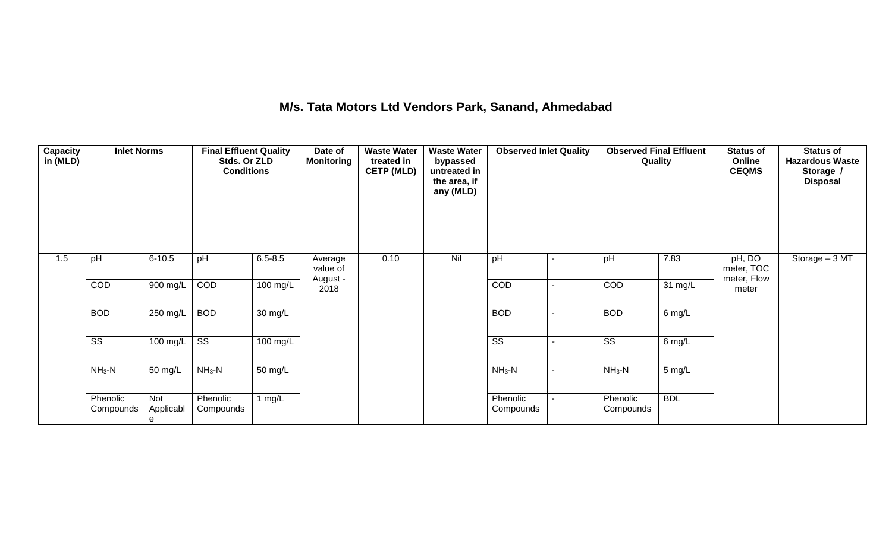# M/s. Tata Motors Ltd Vendors Park, Sanand, Ahmedabad

| Capacity in (MLD) | Inlet Norms | | Final Effluent Quality Stds. Or ZLD Conditions | | Date of Monitoring | Waste Water treated in CETP (MLD) | Waste Water bypassed untreated in the area, if any (MLD) | Observed Inlet Quality | | Observed Final Effluent Quality | | Status of Online CEQMS | Status of Hazardous Waste Storage / Disposal |
|---|---|---|---|---|---|---|---|---|---|---|---|---|---|
| 1.5 | pH | 6-10.5 | pH | 6.5-8.5 | Average value of August - 2018 | 0.10 | Nil | pH | - | pH | 7.83 | pH, DO meter, TOC meter, Flow meter | Storage – 3 MT |
| | COD | 900 mg/L | COD | 100 mg/L | | | | COD | - | COD | 31 mg/L | | |
| | BOD | 250 mg/L | BOD | 30 mg/L | | | | BOD | - | BOD | 6 mg/L | | |
| | SS | 100 mg/L | SS | 100 mg/L | | | | SS | - | SS | 6 mg/L | | |
| | $NH_3$-N | 50 mg/L | $NH_3$-N | 50 mg/L | | | | $NH_3$-N | - | $NH_3$-N | 5 mg/L | | |
| | Phenolic Compounds | Not Applicable | Phenolic Compounds | 1 mg/L | | | | Phenolic Compounds | - | Phenolic Compounds | BDL | | |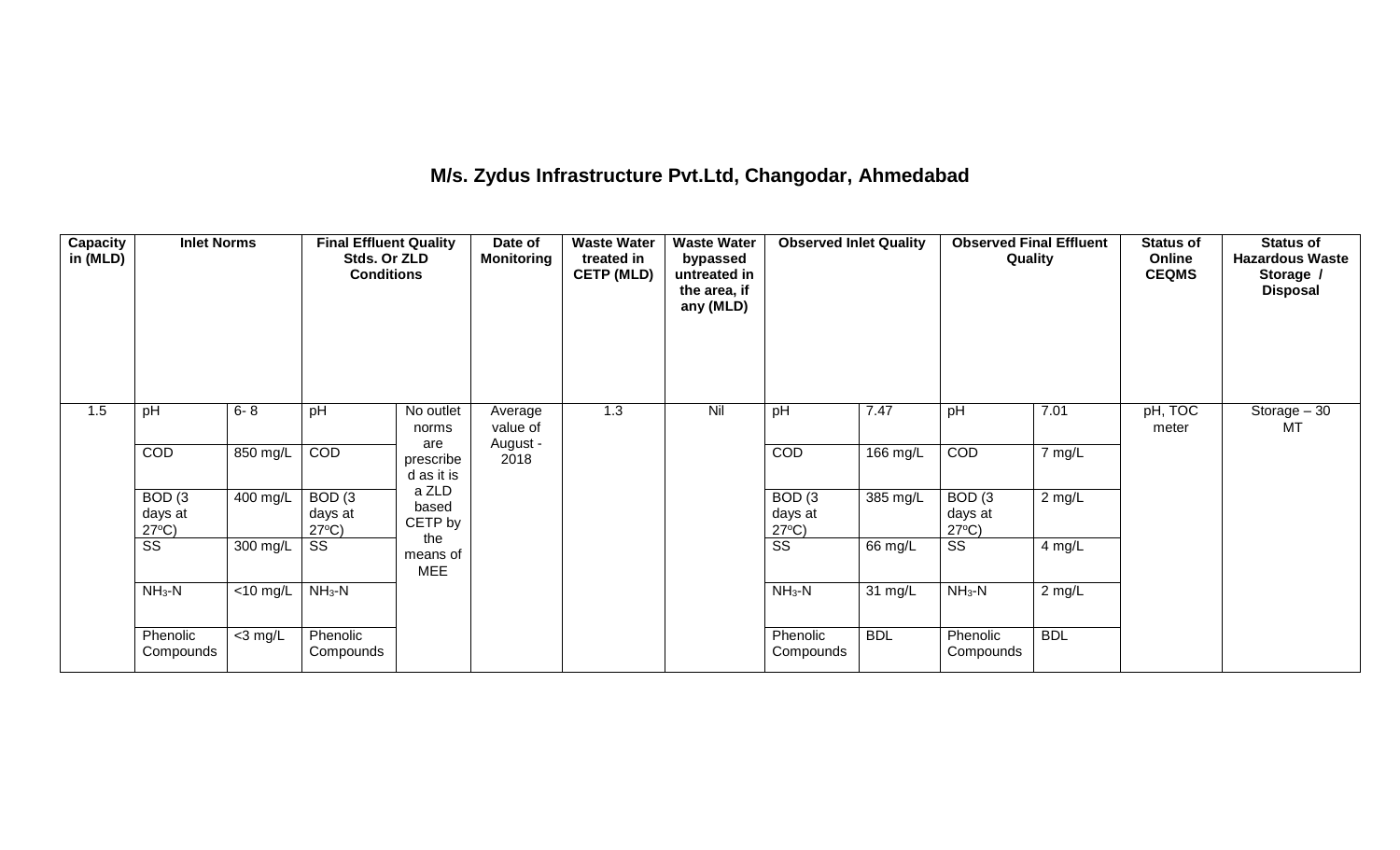## M/s. Zydus Infrastructure Pvt.Ltd, Changodar, Ahmedabad

| Capacity in (MLD) | Inlet Norms | | Final Effluent Quality Stds. Or ZLD Conditions | | Date of Monitoring | Waste Water treated in CETP (MLD) | Waste Water bypassed untreated in the area, if any (MLD) | Observed Inlet Quality | | Observed Final Effluent Quality | | Status of Online CEQMS | Status of Hazardous Waste Storage / Disposal |
|---|---|---|---|---|---|---|---|---|---|---|---|---|---|
| 1.5 | pH | 6- 8 | pH | No outlet norms are prescribed as it is a ZLD based CETP by the means of MEE | Average value of August - 2018 | 1.3 | Nil | pH | 7.47 | pH | 7.01 | pH, TOC meter | Storage – 30 MT |
| | COD | 850 mg/L | COD | | | | | COD | 166 mg/L | COD | 7 mg/L | | |
| | BOD (3 days at 27ºC) | 400 mg/L | BOD (3 days at 27ºC) | | | | | BOD (3 days at 27ºC) | 385 mg/L | BOD (3 days at 27ºC) | 2 mg/L | | |
| | SS | 300 mg/L | SS | | | | | SS | 66 mg/L | SS | 4 mg/L | | |
| | $NH_3$-N | <10 mg/L | $NH_3$-N | | | | | $NH_3$-N | 31 mg/L | $NH_3$-N | 2 mg/L | | |
| | Phenolic Compounds | <3 mg/L | Phenolic Compounds | | | | | Phenolic Compounds | BDL | Phenolic Compounds | BDL | | |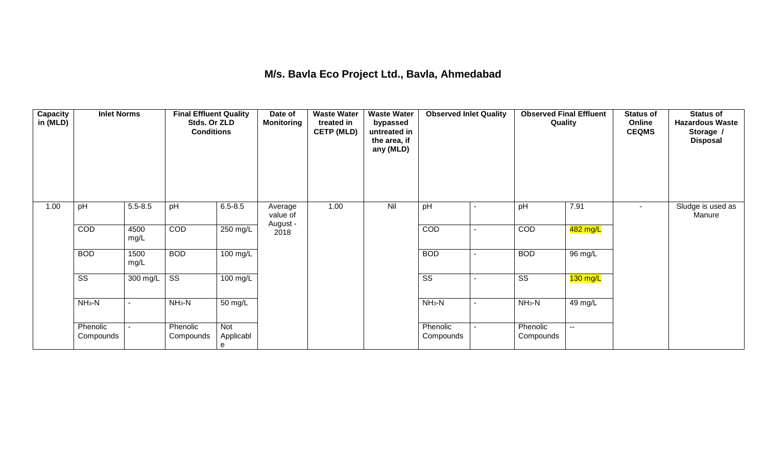## M/s. Bavla Eco Project Ltd., Bavla, Ahmedabad

| Capacity in (MLD) | Inlet Norms | | Final Effluent Quality Stds. Or ZLD Conditions | | Date of Monitoring | Waste Water treated in CETP (MLD) | Waste Water bypassed untreated in the area, if any (MLD) | Observed Inlet Quality | | Observed Final Effluent Quality | | Status of Online CEQMS | Status of Hazardous Waste Storage / Disposal |
|---|---|---|---|---|---|---|---|---|---|---|---|---|---|
| 1.00 | pH | 5.5-8.5 | pH | 6.5-8.5 | Average value of August - 2018 | 1.00 | Nil | pH | - | pH | 7.91 | - | Sludge is used as Manure |
| | COD | 4500 mg/L | COD | 250 mg/L | | | | COD | - | COD | 482 mg/L | | |
| | BOD | 1500 mg/L | BOD | 100 mg/L | | | | BOD | - | BOD | 96 mg/L | | |
| | SS | 300 mg/L | SS | 100 mg/L | | | | SS | - | SS | 130 mg/L | | |
| | $NH_3$-N | - | $NH_3$-N | 50 mg/L | | | | $NH_3$-N | - | $NH_3$-N | 49 mg/L | | |
| | Phenolic Compounds | - | Phenolic Compounds | Not Applicable | | | | Phenolic Compounds | - | Phenolic Compounds | -- | | |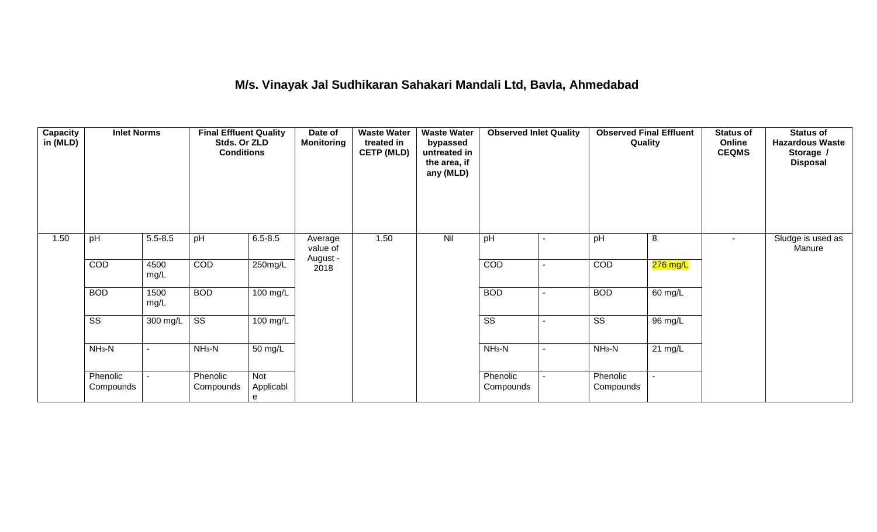# M/s. Vinayak Jal Sudhikaran Sahakari Mandali Ltd, Bavla, Ahmedabad

| Capacity in (MLD) | Inlet Norms | | Final Effluent Quality Stds. Or ZLD Conditions | | Date of Monitoring | Waste Water treated in CETP (MLD) | Waste Water bypassed untreated in the area, if any (MLD) | Observed Inlet Quality | | Observed Final Effluent Quality | | Status of Online CEQMS | Status of Hazardous Waste Storage / Disposal |
|---|---|---|---|---|---|---|---|---|---|---|---|---|---|
| 1.50 | pH | 5.5-8.5 | pH | 6.5-8.5 | Average value of August - 2018 | 1.50 | Nil | pH | - | pH | 8 | - | Sludge is used as Manure |
| | COD | 4500 mg/L | COD | 250mg/L | | | | COD | - | COD | 276 mg/L | | |
| | BOD | 1500 mg/L | BOD | 100 mg/L | | | | BOD | - | BOD | 60 mg/L | | |
| | SS | 300 mg/L | SS | 100 mg/L | | | | SS | - | SS | 96 mg/L | | |
| | $NH_3$-N | - | $NH_3$-N | 50 mg/L | | | | $NH_3$-N | - | $NH_3$-N | 21 mg/L | | |
| | Phenolic Compounds | - | Phenolic Compounds | Not Applicable | | | | Phenolic Compounds | - | Phenolic Compounds | - | | |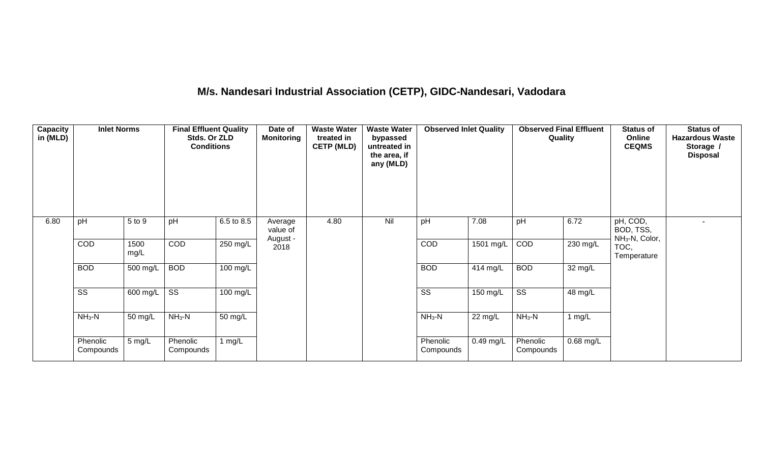# M/s. Nandesari Industrial Association (CETP), GIDC-Nandesari, Vadodara

| Capacity in (MLD) | Inlet Norms | | Final Effluent Quality Stds. Or ZLD Conditions | | Date of Monitoring | Waste Water treated in CETP (MLD) | Waste Water bypassed untreated in the area, if any (MLD) | Observed Inlet Quality | | Observed Final Effluent Quality | | Status of Online CEQMS | Status of Hazardous Waste Storage / Disposal |
|---|---|---|---|---|---|---|---|---|---|---|---|---|---|
| 6.80 | pH | 5 to 9 | pH | 6.5 to 8.5 | Average value of August - 2018 | 4.80 | Nil | pH | 7.08 | pH | 6.72 | pH, COD, BOD, TSS, $NH_3$-N, Color, TOC, Temperature | - |
| | COD | 1500 mg/L | COD | 250 mg/L | | | | COD | 1501 mg/L | COD | 230 mg/L | | |
| | BOD | 500 mg/L | BOD | 100 mg/L | | | | BOD | 414 mg/L | BOD | 32 mg/L | | |
| | SS | 600 mg/L | SS | 100 mg/L | | | | SS | 150 mg/L | SS | 48 mg/L | | |
| | $NH_3$-N | 50 mg/L | $NH_3$-N | 50 mg/L | | | | $NH_3$-N | 22 mg/L | $NH_3$-N | 1 mg/L | | |
| | Phenolic Compounds | 5 mg/L | Phenolic Compounds | 1 mg/L | | | | Phenolic Compounds | 0.49 mg/L | Phenolic Compounds | 0.68 mg/L | | |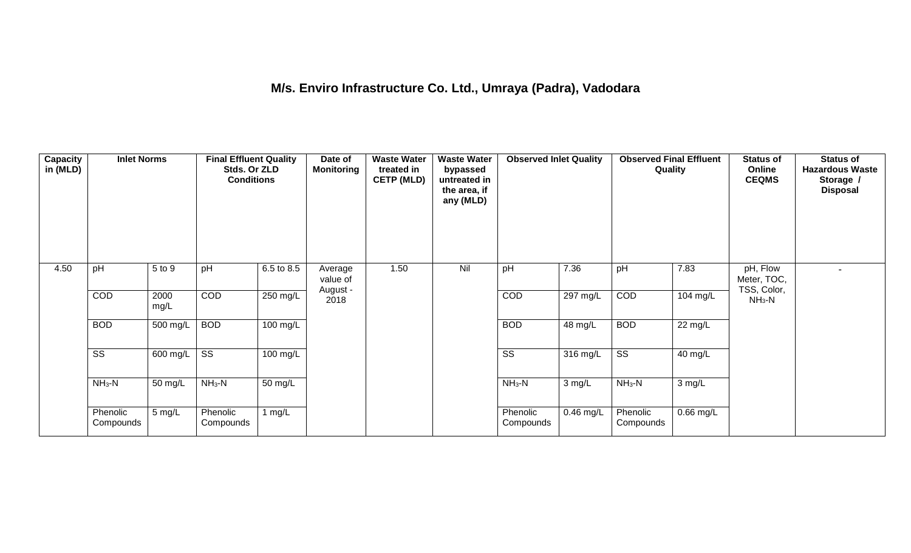## M/s. Enviro Infrastructure Co. Ltd., Umraya (Padra), Vodadara

| Capacity in (MLD) | Inlet Norms | | Final Effluent Quality Stds. Or ZLD Conditions | | Date of Monitoring | Waste Water treated in CETP (MLD) | Waste Water bypassed untreated in the area, if any (MLD) | Observed Inlet Quality | | Observed Final Effluent Quality | | Status of Online CEQMS | Status of Hazardous Waste Storage / Disposal |
|---|---|---|---|---|---|---|---|---|---|---|---|---|---|
| 4.50 | pH | 5 to 9 | pH | 6.5 to 8.5 | Average value of August - 2018 | 1.50 | Nil | pH | 7.36 | pH | 7.83 | pH, Flow Meter, TOC, TSS, Color, $NH_3$-N | - |
| | COD | 2000 mg/L | COD | 250 mg/L | | | | COD | 297 mg/L | COD | 104 mg/L | | |
| | BOD | 500 mg/L | BOD | 100 mg/L | | | | BOD | 48 mg/L | BOD | 22 mg/L | | |
| | SS | 600 mg/L | SS | 100 mg/L | | | | SS | 316 mg/L | SS | 40 mg/L | | |
| | $NH_3$-N | 50 mg/L | $NH_3$-N | 50 mg/L | | | | $NH_3$-N | 3 mg/L | $NH_3$-N | 3 mg/L | | |
| | Phenolic Compounds | 5 mg/L | Phenolic Compounds | 1 mg/L | | | | Phenolic Compounds | 0.46 mg/L | Phenolic Compounds | 0.66 mg/L | | |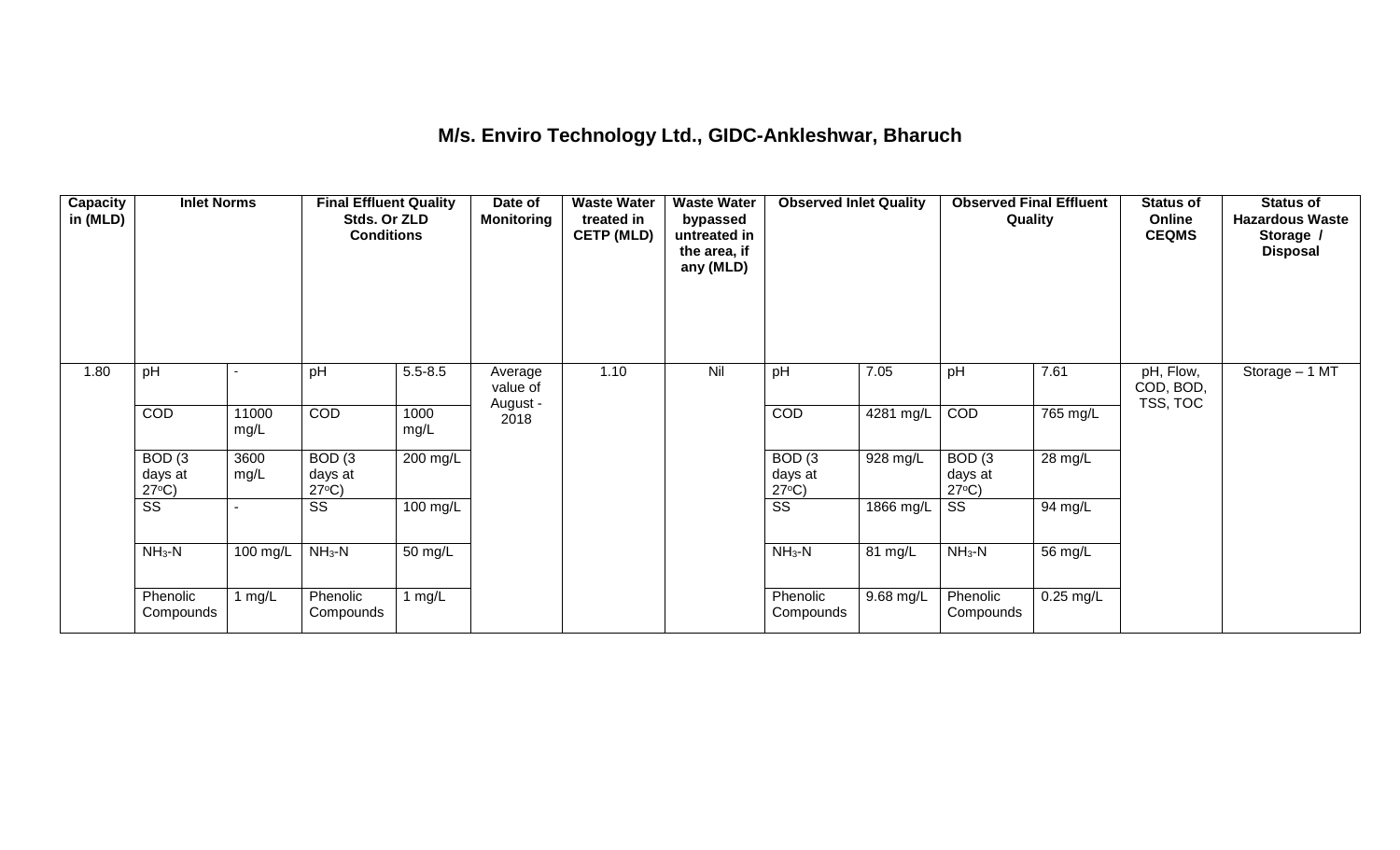# M/s. Enviro Technology Ltd., GIDC-Ankleshwar, Bharuch

| Capacity in (MLD) | Inlet Norms | | Final Effluent Quality Stds. Or ZLD Conditions | | Date of Monitoring | Waste Water treated in CETP (MLD) | Waste Water bypassed untreated in the area, if any (MLD) | Observed Inlet Quality | | Observed Final Effluent Quality | | Status of Online CEQMS | Status of Hazardous Waste Storage / Disposal |
|---|---|---|---|---|---|---|---|---|---|---|---|---|---|
| 1.80 | pH | - | pH | 5.5-8.5 | Average value of August - 2018 | 1.10 | Nil | pH | 7.05 | pH | 7.61 | pH, Flow, COD, BOD, TSS, TOC | Storage – 1 MT |
| | COD | 11000 mg/L | COD | 1000 mg/L | | | | COD | 4281 mg/L | COD | 765 mg/L | | |
| | BOD (3 days at 27°C) | 3600 mg/L | BOD (3 days at 27°C) | 200 mg/L | | | | BOD (3 days at 27°C) | 928 mg/L | BOD (3 days at 27°C) | 28 mg/L | | |
| | SS | - | SS | 100 mg/L | | | | SS | 1866 mg/L | SS | 94 mg/L | | |
| | $NH_3$-N | 100 mg/L | $NH_3$-N | 50 mg/L | | | | $NH_3$-N | 81 mg/L | $NH_3$-N | 56 mg/L | | |
| | Phenolic Compounds | 1 mg/L | Phenolic Compounds | 1 mg/L | | | | Phenolic Compounds | 9.68 mg/L | Phenolic Compounds | 0.25 mg/L | | |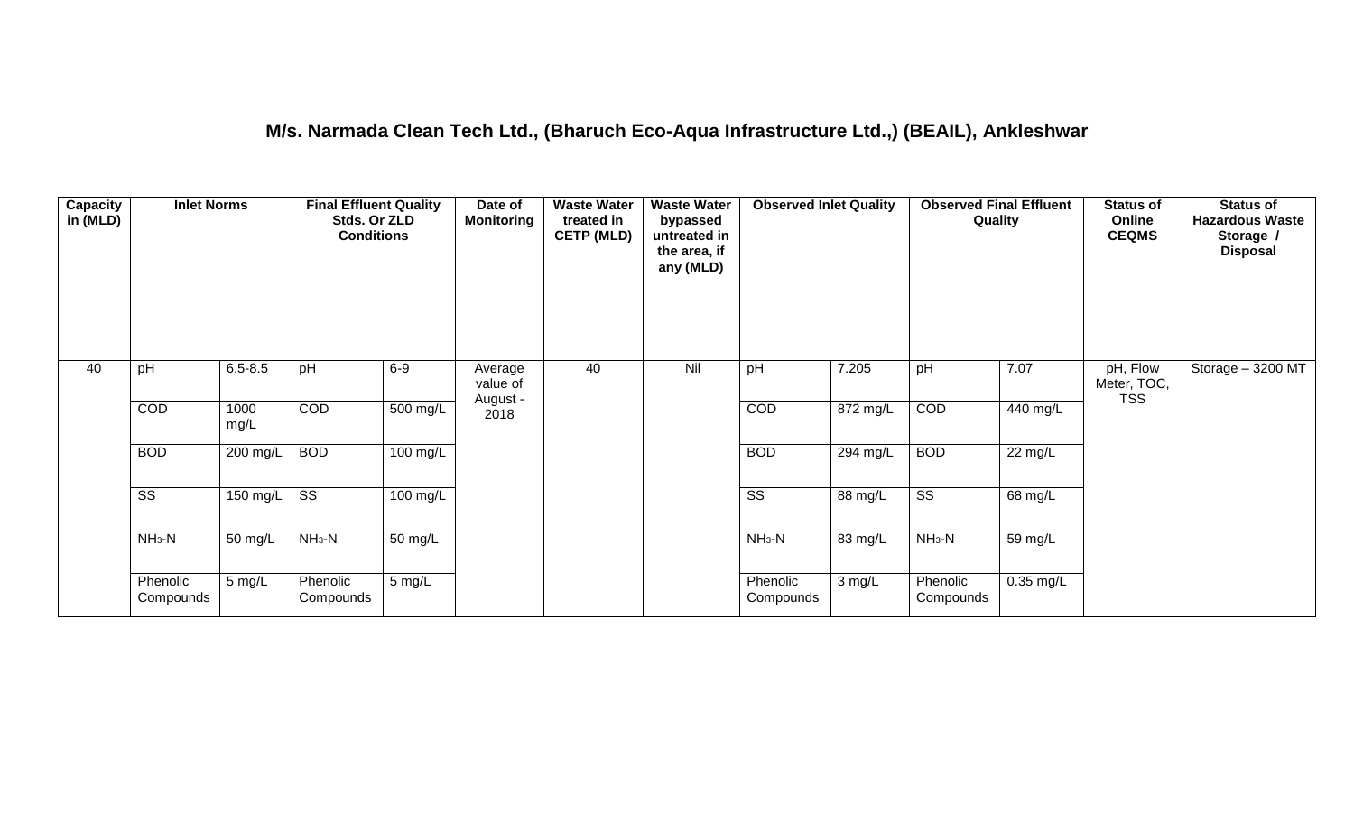## M/s. Narmada Clean Tech Ltd., (Bharuch Eco-Aqua Infrastructure Ltd.,) (BEAIL), Ankleshwar

| Capacity in (MLD) | Inlet Norms | | Final Effluent Quality Stds. Or ZLD Conditions | | Date of Monitoring | Waste Water treated in CETP (MLD) | Waste Water bypassed untreated in the area, if any (MLD) | Observed Inlet Quality | | Observed Final Effluent Quality | | Status of Online CEQMS | Status of Hazardous Waste Storage / Disposal |
|---|---|---|---|---|---|---|---|---|---|---|---|---|---|
| 40 | pH | 6.5-8.5 | pH | 6-9 | Average value of August - 2018 | 40 | Nil | pH | 7.205 | pH | 7.07 | pH, Flow Meter, TOC, TSS | Storage – 3200 MT |
| | COD | 1000 mg/L | COD | 500 mg/L | | | | COD | 872 mg/L | COD | 440 mg/L | | |
| | BOD | 200 mg/L | BOD | 100 mg/L | | | | BOD | 294 mg/L | BOD | 22 mg/L | | |
| | SS | 150 mg/L | SS | 100 mg/L | | | | SS | 88 mg/L | SS | 68 mg/L | | |
| | $NH_3$-N | 50 mg/L | $NH_3$-N | 50 mg/L | | | | $NH_3$-N | 83 mg/L | $NH_3$-N | 59 mg/L | | |
| | Phenolic Compounds | 5 mg/L | Phenolic Compounds | 5 mg/L | | | | Phenolic Compounds | 3 mg/L | Phenolic Compounds | 0.35 mg/L | | |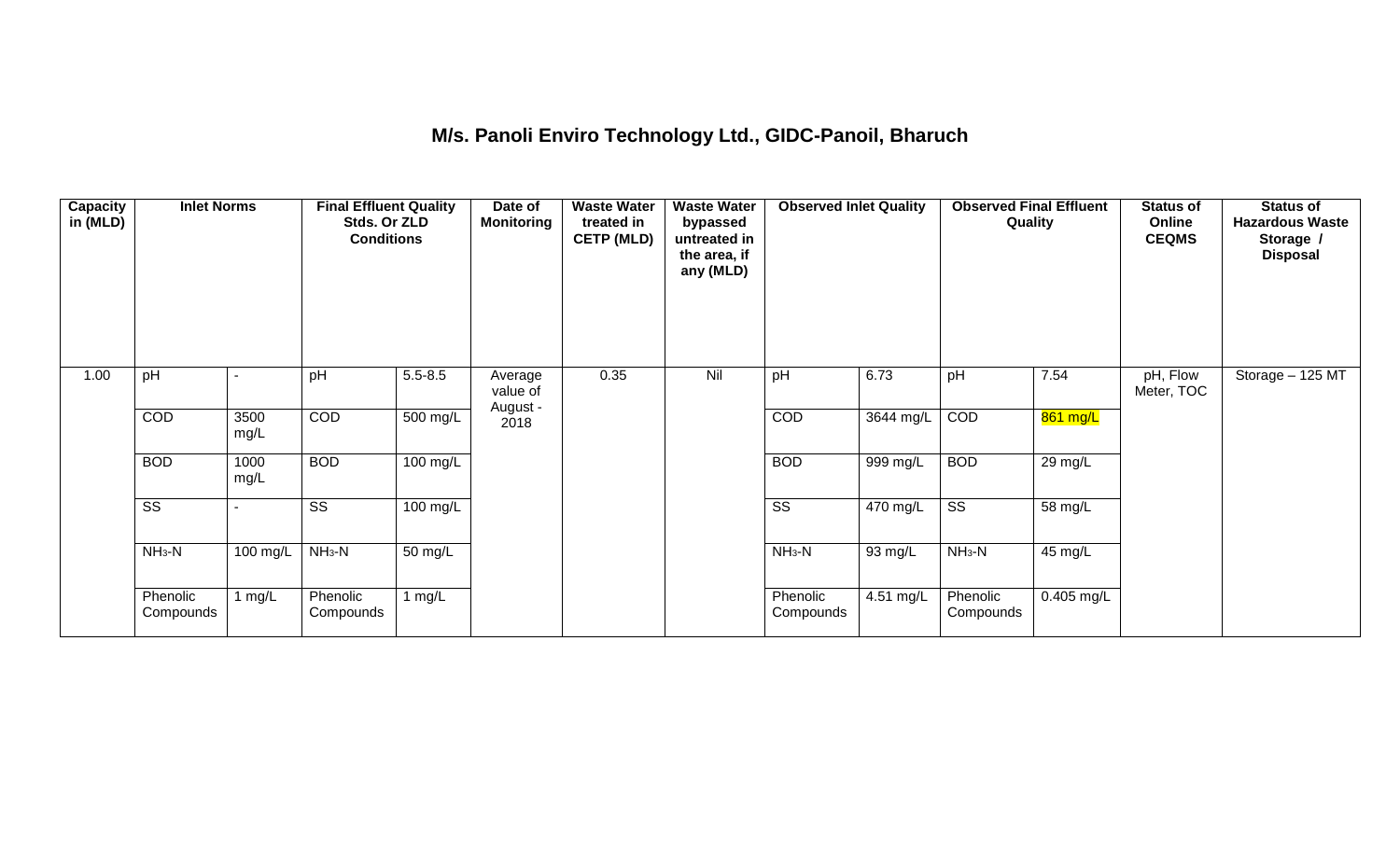# M/s. Panoli Enviro Technology Ltd., GIDC-Panoil, Bharuch

| Capacity in (MLD) | Inlet Norms | | Final Effluent Quality Stds. Or ZLD Conditions | | Date of Monitoring | Waste Water treated in CETP (MLD) | Waste Water bypassed untreated in the area, if any (MLD) | Observed Inlet Quality | | Observed Final Effluent Quality | | Status of Online CEQMS | Status of Hazardous Waste Storage / Disposal |
|---|---|---|---|---|---|---|---|---|---|---|---|---|---|
| 1.00 | pH | - | pH | 5.5-8.5 | Average value of August - 2018 | 0.35 | Nil | pH | 6.73 | pH | 7.54 | pH, Flow Meter, TOC | Storage – 125 MT |
| | COD | 3500 mg/L | COD | 500 mg/L | | | | COD | 3644 mg/L | COD | 861 mg/L | | |
| | BOD | 1000 mg/L | BOD | 100 mg/L | | | | BOD | 999 mg/L | BOD | 29 mg/L | | |
| | SS | - | SS | 100 mg/L | | | | SS | 470 mg/L | SS | 58 mg/L | | |
| | $NH_3$-N | 100 mg/L | $NH_3$-N | 50 mg/L | | | | $NH_3$-N | 93 mg/L | $NH_3$-N | 45 mg/L | | |
| | Phenolic Compounds | 1 mg/L | Phenolic Compounds | 1 mg/L | | | | Phenolic Compounds | 4.51 mg/L | Phenolic Compounds | 0.405 mg/L | | |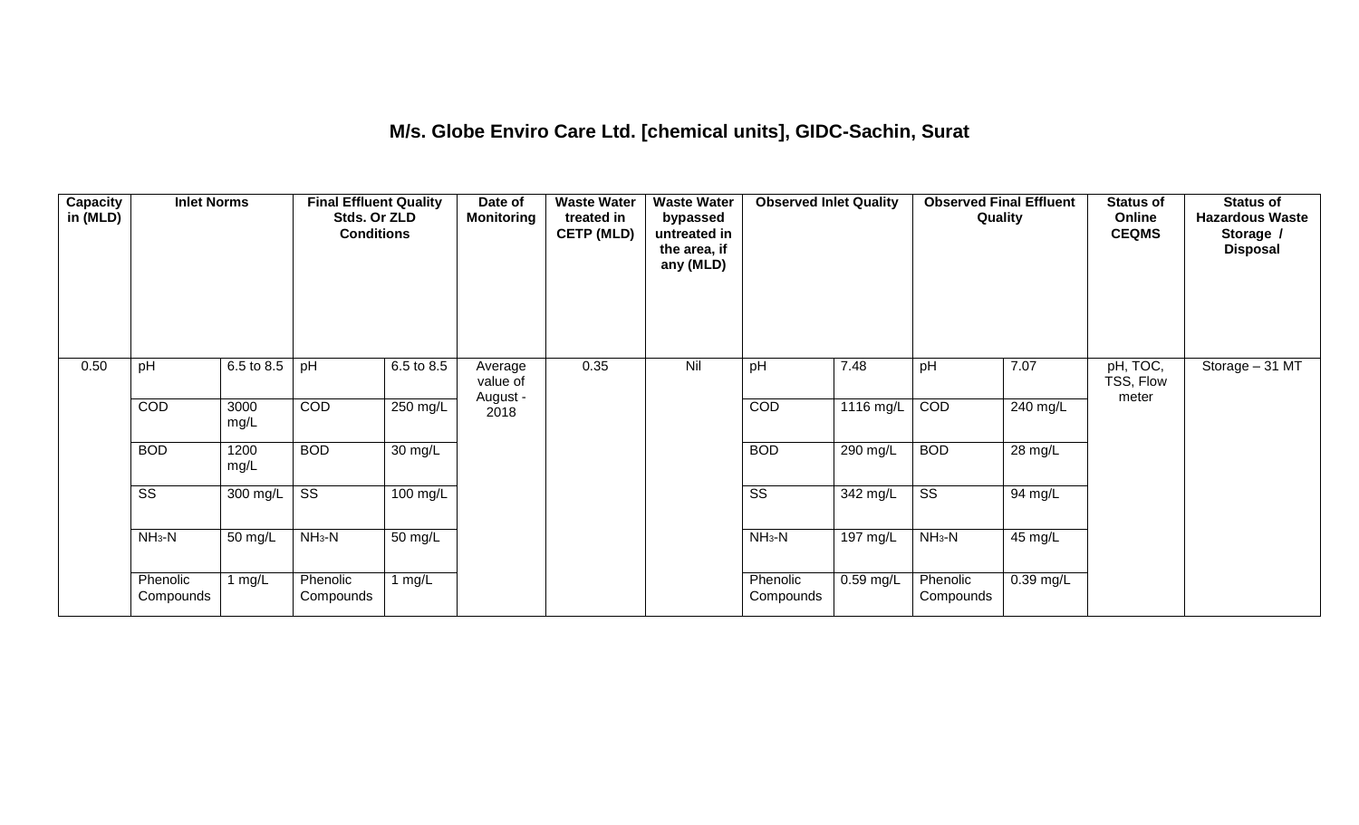# M/s. Globe Enviro Care Ltd. [chemical units], GIDC-Sachin, Surat

| Capacity in (MLD) | Inlet Norms | | Final Effluent Quality Stds. Or ZLD Conditions | | Date of Monitoring | Waste Water treated in CETP (MLD) | Waste Water bypassed untreated in the area, if any (MLD) | Observed Inlet Quality | | Observed Final Effluent Quality | | Status of Online CEQMS | Status of Hazardous Waste Storage / Disposal |
|---|---|---|---|---|---|---|---|---|---|---|---|---|---|
| 0.50 | pH | 6.5 to 8.5 | pH | 6.5 to 8.5 | Average value of August - 2018 | 0.35 | Nil | pH | 7.48 | pH | 7.07 | pH, TOC, TSS, Flow meter | Storage – 31 MT |
| | COD | 3000 mg/L | COD | 250 mg/L | | | | COD | 1116 mg/L | COD | 240 mg/L | | |
| | BOD | 1200 mg/L | BOD | 30 mg/L | | | | BOD | 290 mg/L | BOD | 28 mg/L | | |
| | SS | 300 mg/L | SS | 100 mg/L | | | | SS | 342 mg/L | SS | 94 mg/L | | |
| | $NH_3$-N | 50 mg/L | $NH_3$-N | 50 mg/L | | | | $NH_3$-N | 197 mg/L | $NH_3$-N | 45 mg/L | | |
| | Phenolic Compounds | 1 mg/L | Phenolic Compounds | 1 mg/L | | | | Phenolic Compounds | 0.59 mg/L | Phenolic Compounds | 0.39 mg/L | | |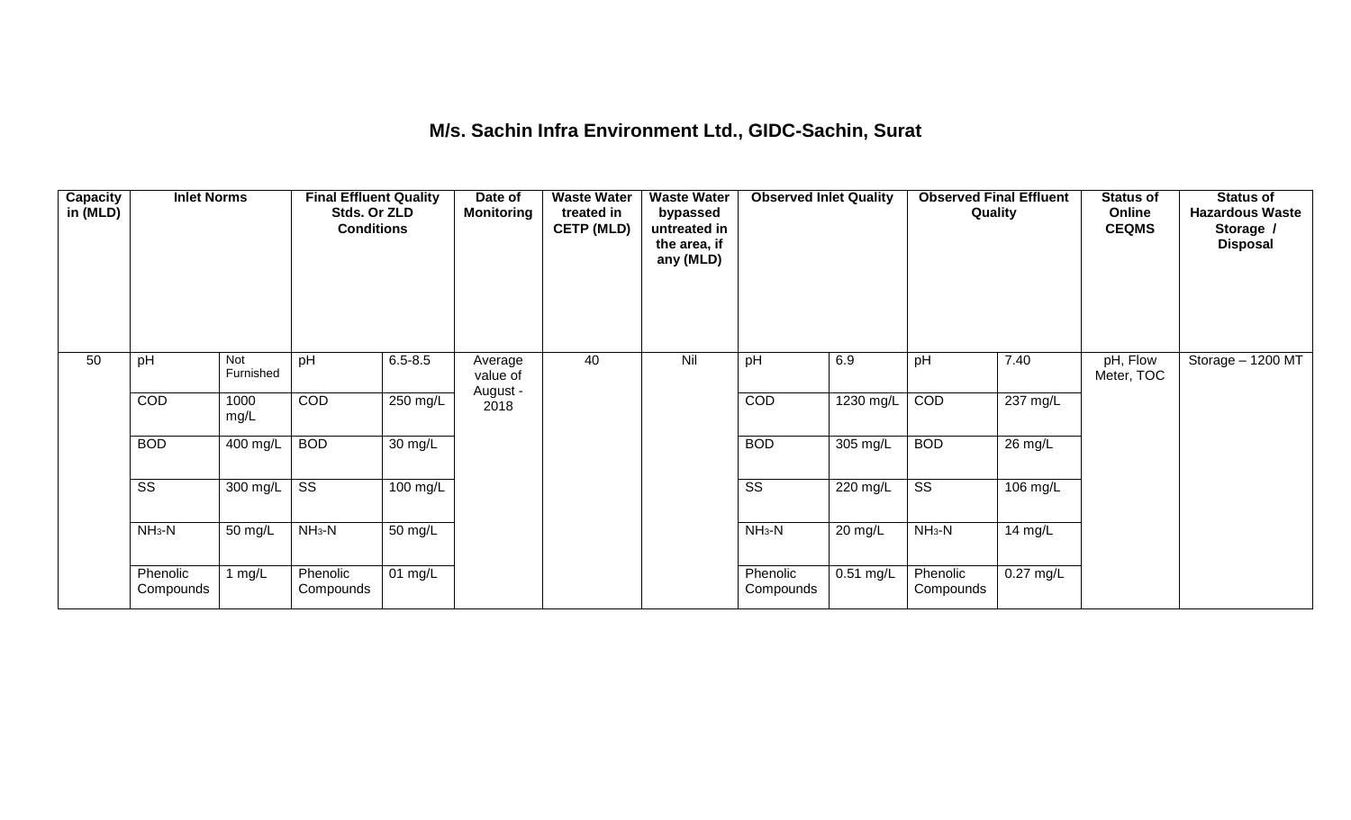## M/s. Sachin Infra Environment Ltd., GIDC-Sachin, Surat

| Capacity in (MLD) | Inlet Norms | | Final Effluent Quality Stds. Or ZLD Conditions | | Date of Monitoring | Waste Water treated in CETP (MLD) | Waste Water bypassed untreated in the area, if any (MLD) | Observed Inlet Quality | | Observed Final Effluent Quality | | Status of Online CEQMS | Status of Hazardous Waste Storage / Disposal |
|---|---|---|---|---|---|---|---|---|---|---|---|---|---|
| 50 | pH | Not Furnished | pH | 6.5-8.5 | Average value of August - 2018 | 40 | Nil | pH | 6.9 | pH | 7.40 | pH, Flow Meter, TOC | Storage – 1200 MT |
| | COD | 1000 mg/L | COD | 250 mg/L | | | | COD | 1230 mg/L | COD | 237 mg/L | | |
| | BOD | 400 mg/L | BOD | 30 mg/L | | | | BOD | 305 mg/L | BOD | 26 mg/L | | |
| | SS | 300 mg/L | SS | 100 mg/L | | | | SS | 220 mg/L | SS | 106 mg/L | | |
| | $NH_3$-N | 50 mg/L | $NH_3$-N | 50 mg/L | | | | $NH_3$-N | 20 mg/L | $NH_3$-N | 14 mg/L | | |
| | Phenolic Compounds | 1 mg/L | Phenolic Compounds | 01 mg/L | | | | Phenolic Compounds | 0.51 mg/L | Phenolic Compounds | 0.27 mg/L | | |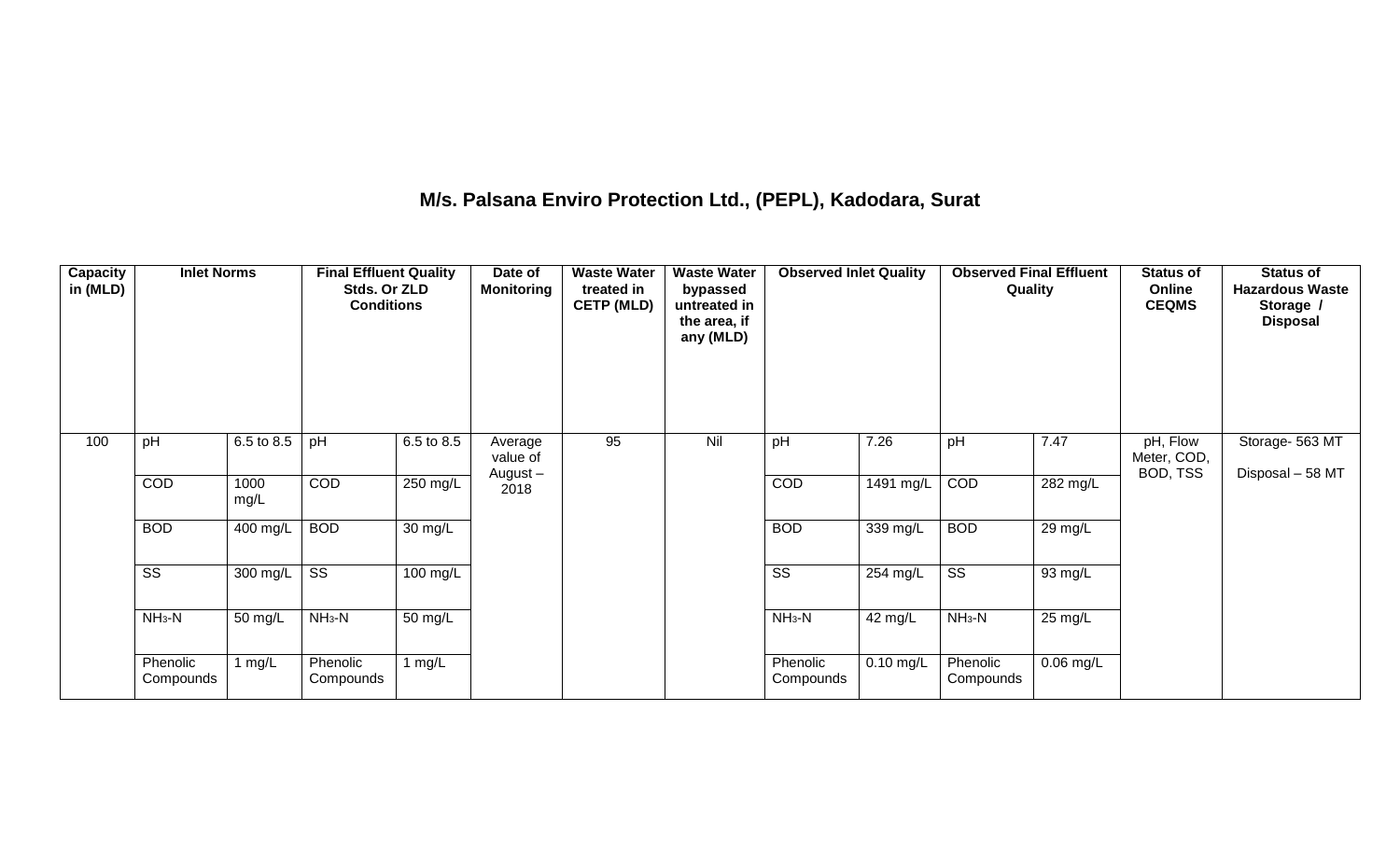## M/s. Palsana Enviro Protection Ltd., (PEPL), Kadodara, Surat

| Capacity in (MLD) | Inlet Norms | | Final Effluent Quality Stds. Or ZLD Conditions | | Date of Monitoring | Waste Water treated in CETP (MLD) | Waste Water bypassed untreated in the area, if any (MLD) | Observed Inlet Quality | | Observed Final Effluent Quality | | Status of Online CEQMS | Status of Hazardous Waste Storage / Disposal |
|---|---|---|---|---|---|---|---|---|---|---|---|---|---|
| 100 | pH | 6.5 to 8.5 | pH | 6.5 to 8.5 | Average value of August – 2018 | 95 | Nil | pH | 7.26 | pH | 7.47 | pH, Flow Meter, COD, BOD, TSS | Storage- 563 MT<br>Disposal – 58 MT |
| | COD | 1000 mg/L | COD | 250 mg/L | | | | COD | 1491 mg/L | COD | 282 mg/L | | |
| | BOD | 400 mg/L | BOD | 30 mg/L | | | | BOD | 339 mg/L | BOD | 29 mg/L | | |
| | SS | 300 mg/L | SS | 100 mg/L | | | | SS | 254 mg/L | SS | 93 mg/L | | |
| | $NH_3$-N | 50 mg/L | $NH_3$-N | 50 mg/L | | | | $NH_3$-N | 42 mg/L | $NH_3$-N | 25 mg/L | | |
| | Phenolic Compounds | 1 mg/L | Phenolic Compounds | 1 mg/L | | | | Phenolic Compounds | 0.10 mg/L | Phenolic Compounds | 0.06 mg/L | | |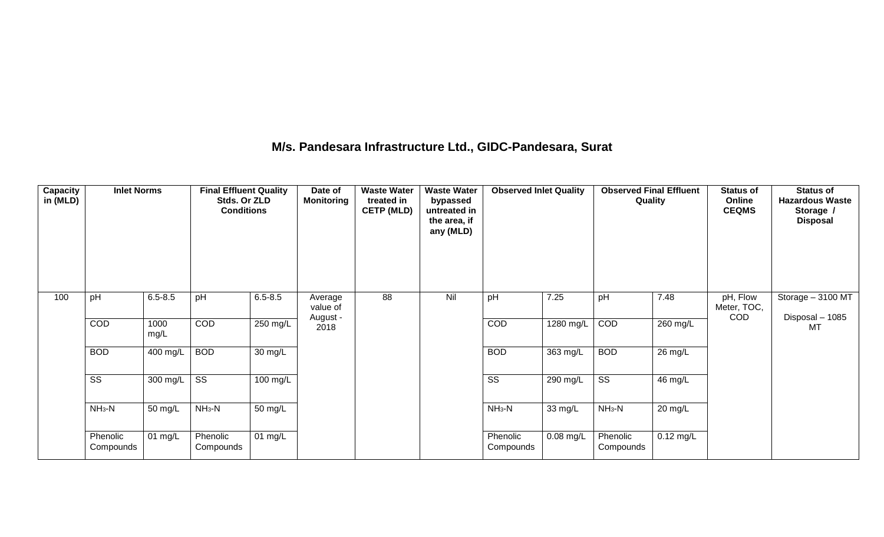### M/s. Pandesara Infrastructure Ltd., GIDC-Pandesara, Surat

| Capacity in (MLD) | Inlet Norms | | Final Effluent Quality Stds. Or ZLD Conditions | | Date of Monitoring | Waste Water treated in CETP (MLD) | Waste Water bypassed untreated in the area, if any (MLD) | Observed Inlet Quality | | Observed Final Effluent Quality | | Status of Online CEQMS | Status of Hazardous Waste Storage / Disposal |
|---|---|---|---|---|---|---|---|---|---|---|---|---|---|
| 100 | pH | 6.5-8.5 | pH | 6.5-8.5 | Average value of August - 2018 | 88 | Nil | pH | 7.25 | pH | 7.48 | pH, Flow Meter, TOC, COD | Storage – 3100 MT Disposal – 1085 MT |
| | COD | 1000 mg/L | COD | 250 mg/L | | | | COD | 1280 mg/L | COD | 260 mg/L | | |
| | BOD | 400 mg/L | BOD | 30 mg/L | | | | BOD | 363 mg/L | BOD | 26 mg/L | | |
| | SS | 300 mg/L | SS | 100 mg/L | | | | SS | 290 mg/L | SS | 46 mg/L | | |
| | $NH_3$-N | 50 mg/L | $NH_3$-N | 50 mg/L | | | | $NH_3$-N | 33 mg/L | $NH_3$-N | 20 mg/L | | |
| | Phenolic Compounds | 01 mg/L | Phenolic Compounds | 01 mg/L | | | | Phenolic Compounds | 0.08 mg/L | Phenolic Compounds | 0.12 mg/L | | |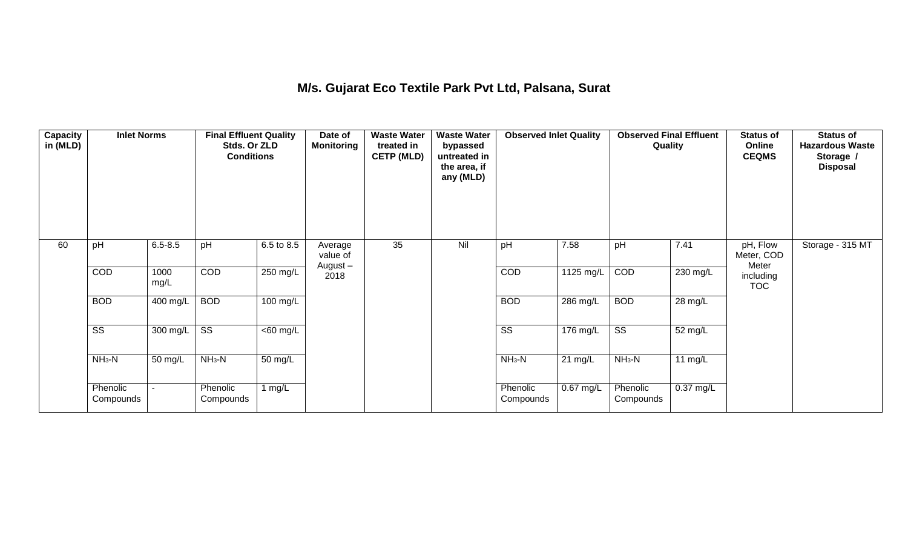# M/s. Gujarat Eco Textile Park Pvt Ltd, Palsana, Surat

| Capacity in (MLD) | Inlet Norms | | Final Effluent Quality Stds. Or ZLD Conditions | | Date of Monitoring | Waste Water treated in CETP (MLD) | Waste Water bypassed untreated in the area, if any (MLD) | Observed Inlet Quality | | Observed Final Effluent Quality | | Status of Online CEQMS | Status of Hazardous Waste Storage / Disposal |
|---|---|---|---|---|---|---|---|---|---|---|---|---|---|
| 60 | pH | 6.5-8.5 | pH | 6.5 to 8.5 | Average value of August – 2018 | 35 | Nil | pH | 7.58 | pH | 7.41 | pH, Flow Meter, COD Meter including TOC | Storage - 315 MT |
| | COD | 1000 mg/L | COD | 250 mg/L | | | | COD | 1125 mg/L | COD | 230 mg/L | | |
| | BOD | 400 mg/L | BOD | 100 mg/L | | | | BOD | 286 mg/L | BOD | 28 mg/L | | |
| | SS | 300 mg/L | SS | <60 mg/L | | | | SS | 176 mg/L | SS | 52 mg/L | | |
| | $NH_3$-N | 50 mg/L | $NH_3$-N | 50 mg/L | | | | $NH_3$-N | 21 mg/L | $NH_3$-N | 11 mg/L | | |
| | Phenolic Compounds | - | Phenolic Compounds | 1 mg/L | | | | Phenolic Compounds | 0.67 mg/L | Phenolic Compounds | 0.37 mg/L | | |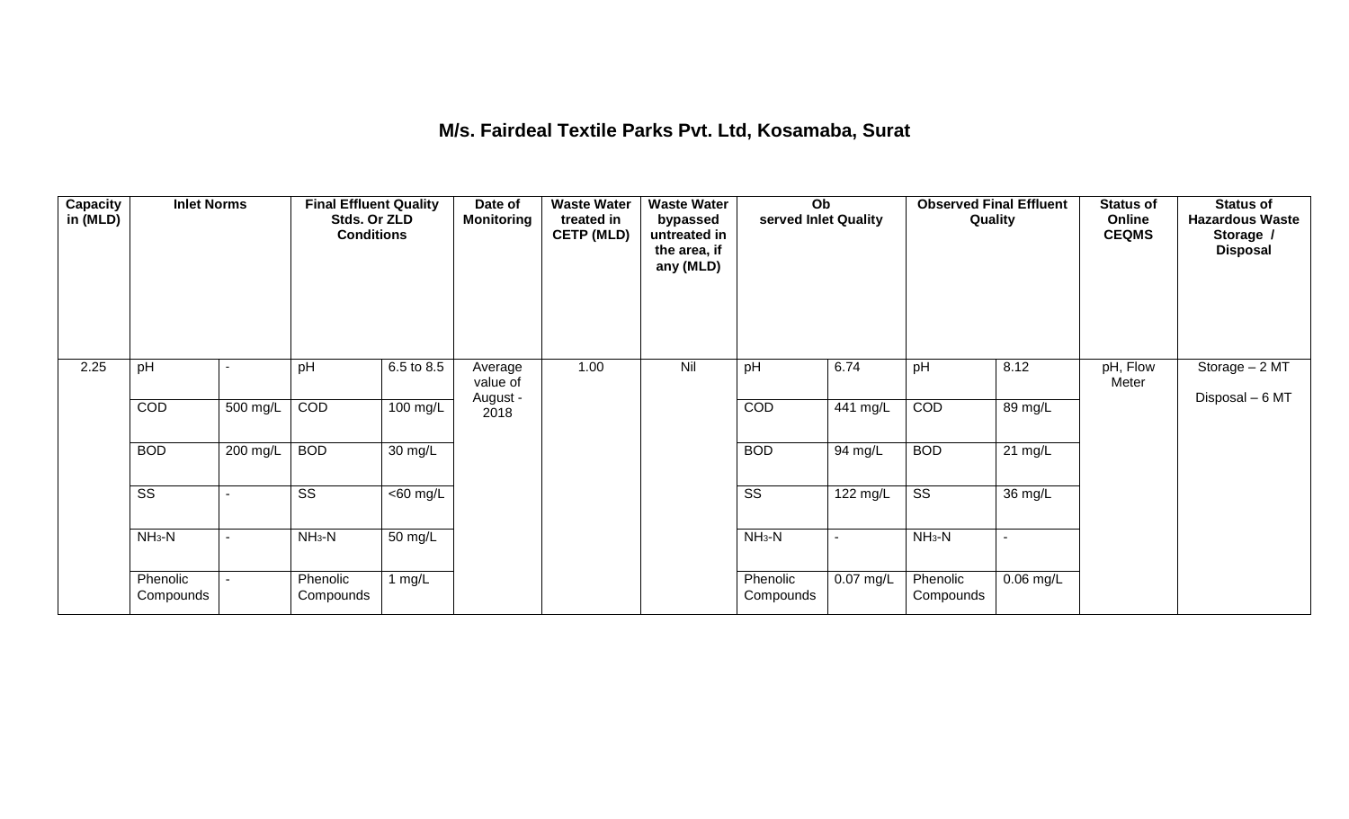# M/s. Fairdeal Textile Parks Pvt. Ltd, Kosamaba, Surat

| Capacity in (MLD) | Inlet Norms | | Final Effluent Quality Stds. Or ZLD Conditions | | Date of Monitoring | Waste Water treated in CETP (MLD) | Waste Water bypassed untreated in the area, if any (MLD) | Observed Inlet Quality | | Observed Final Effluent Quality | | Status of Online CEQMS | Status of Hazardous Waste Storage / Disposal |
|---|---|---|---|---|---|---|---|---|---|---|---|---|---|
| 2.25 | pH | - | pH | 6.5 to 8.5 | Average value of August - 2018 | 1.00 | Nil | pH | 6.74 | pH | 8.12 | pH, Flow Meter | Storage – 2 MT<br>Disposal – 6 MT |
| | COD | 500 mg/L | COD | 100 mg/L | | | | COD | 441 mg/L | COD | 89 mg/L | | |
| | BOD | 200 mg/L | BOD | 30 mg/L | | | | BOD | 94 mg/L | BOD | 21 mg/L | | |
| | SS | - | SS | <60 mg/L | | | | SS | 122 mg/L | SS | 36 mg/L | | |
| | $NH_3$-N | - | $NH_3$-N | 50 mg/L | | | | $NH_3$-N | - | $NH_3$-N | - | | |
| | Phenolic Compounds | - | Phenolic Compounds | 1 mg/L | | | | Phenolic Compounds | 0.07 mg/L | Phenolic Compounds | 0.06 mg/L | | |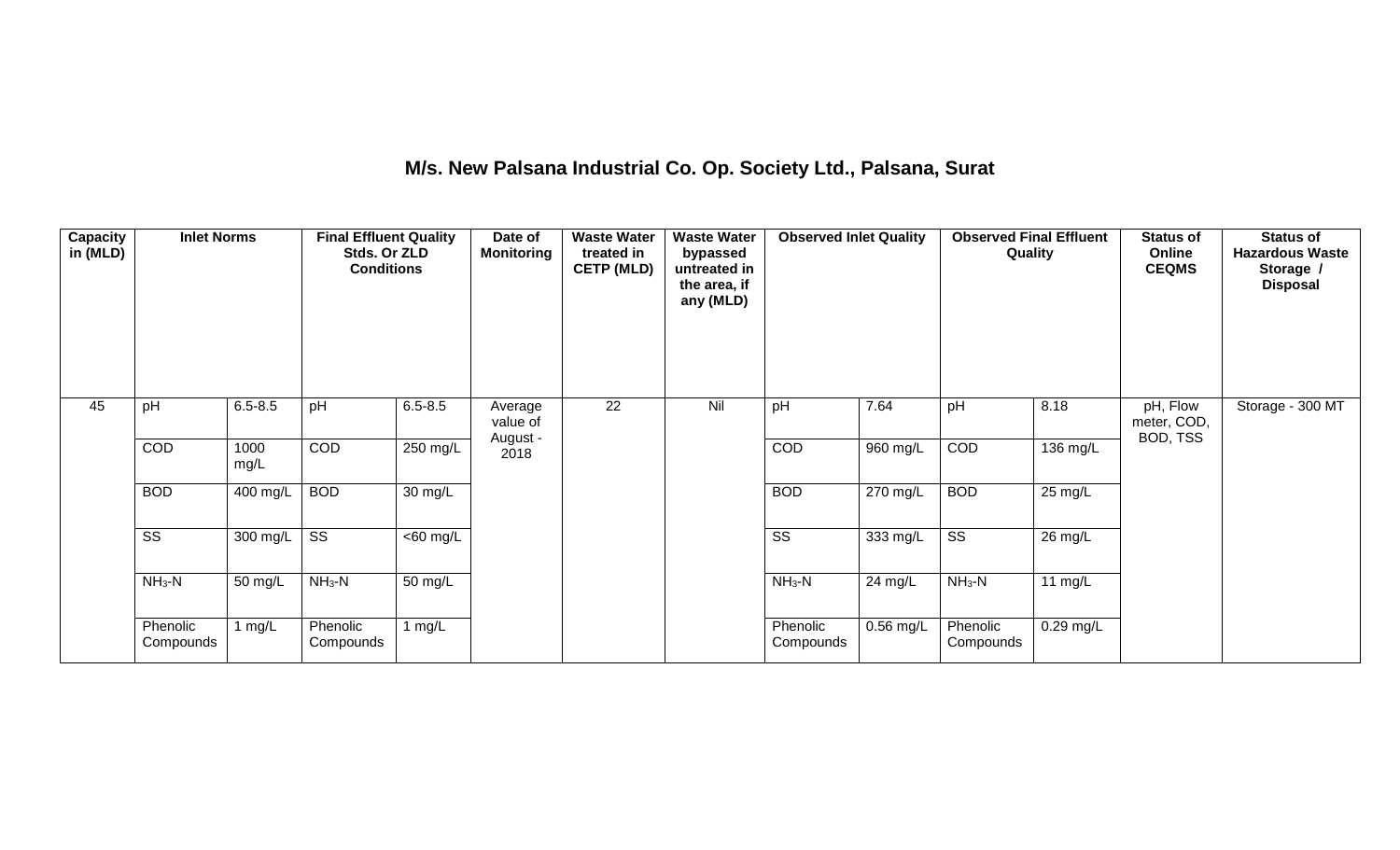## M/s. New Palsana Industrial Co. Op. Society Ltd., Palsana, Surat

| Capacity in (MLD) | Inlet Norms | | Final Effluent Quality Stds. Or ZLD Conditions | | Date of Monitoring | Waste Water treated in CETP (MLD) | Waste Water bypassed untreated in the area, if any (MLD) | Observed Inlet Quality | | Observed Final Effluent Quality | | Status of Online CEQMS | Status of Hazardous Waste Storage / Disposal |
|---|---|---|---|---|---|---|---|---|---|---|---|---|---|
| 45 | pH | 6.5-8.5 | pH | 6.5-8.5 | Average value of August - 2018 | 22 | Nil | pH | 7.64 | pH | 8.18 | pH, Flow meter, COD, BOD, TSS | Storage - 300 MT |
| | COD | 1000 mg/L | COD | 250 mg/L | | | | COD | 960 mg/L | COD | 136 mg/L | | |
| | BOD | 400 mg/L | BOD | 30 mg/L | | | | BOD | 270 mg/L | BOD | 25 mg/L | | |
| | SS | 300 mg/L | SS | <60 mg/L | | | | SS | 333 mg/L | SS | 26 mg/L | | |
| | $NH_3$-N | 50 mg/L | $NH_3$-N | 50 mg/L | | | | $NH_3$-N | 24 mg/L | $NH_3$-N | 11 mg/L | | |
| | Phenolic Compounds | 1 mg/L | Phenolic Compounds | 1 mg/L | | | | Phenolic Compounds | 0.56 mg/L | Phenolic Compounds | 0.29 mg/L | | |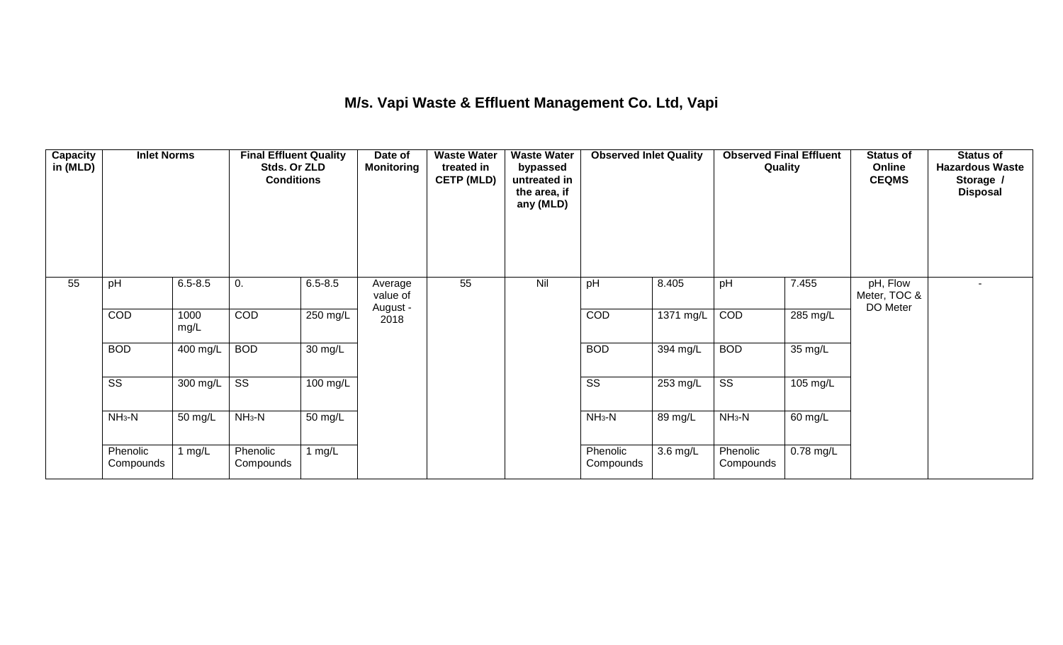# M/s. Vapi Waste & Effluent Management Co. Ltd, Vapi

| Capacity in (MLD) | Inlet Norms | | Final Effluent Quality Stds. Or ZLD Conditions | | Date of Monitoring | Waste Water treated in CETP (MLD) | Waste Water bypassed untreated in the area, if any (MLD) | Observed Inlet Quality | | Observed Final Effluent Quality | | Status of Online CEQMS | Status of Hazardous Waste Storage / Disposal |
|---|---|---|---|---|---|---|---|---|---|---|---|---|---|
| 55 | pH | 6.5-8.5 | 0. | 6.5-8.5 | Average value of August - 2018 | 55 | Nil | pH | 8.405 | pH | 7.455 | pH, Flow Meter, TOC & DO Meter | - |
| | COD | 1000 mg/L | COD | 250 mg/L | | | | COD | 1371 mg/L | COD | 285 mg/L | | |
| | BOD | 400 mg/L | BOD | 30 mg/L | | | | BOD | 394 mg/L | BOD | 35 mg/L | | |
| | SS | 300 mg/L | SS | 100 mg/L | | | | SS | 253 mg/L | SS | 105 mg/L | | |
| | $NH_3$-N | 50 mg/L | $NH_3$-N | 50 mg/L | | | | $NH_3$-N | 89 mg/L | $NH_3$-N | 60 mg/L | | |
| | Phenolic Compounds | 1 mg/L | Phenolic Compounds | 1 mg/L | | | | Phenolic Compounds | 3.6 mg/L | Phenolic Compounds | 0.78 mg/L | | |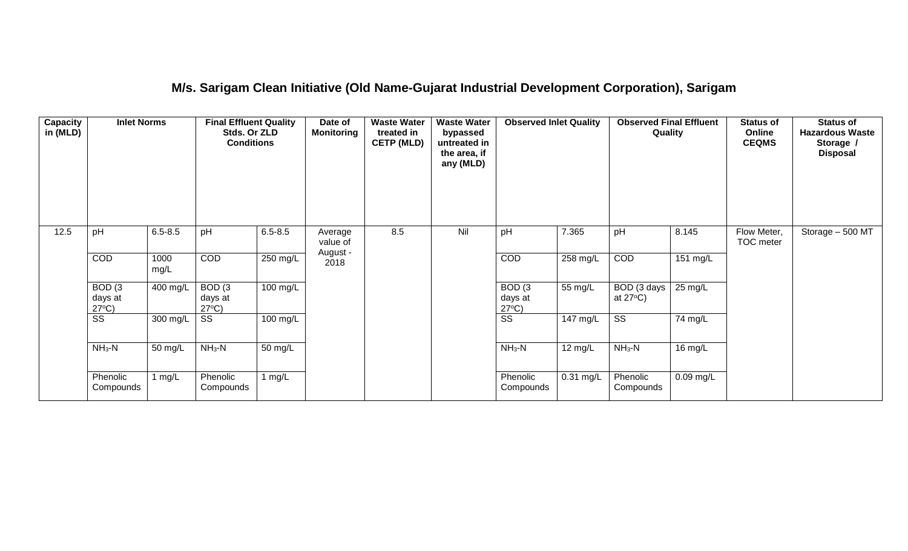# M/s. Sarigam Clean Initiative (Old Name-Gujarat Industrial Development Corporation), Sarigam

| Capacity in (MLD) | Inlet Norms | | Final Effluent Quality Stds. Or ZLD Conditions | | Date of Monitoring | Waste Water treated in CETP (MLD) | Waste Water bypassed untreated in the area, if any (MLD) | Observed Inlet Quality | | Observed Final Effluent Quality | | Status of Online CEQMS | Status of Hazardous Waste Storage / Disposal |
|---|---|---|---|---|---|---|---|---|---|---|---|---|---|
| 12.5 | pH | 6.5-8.5 | pH | 6.5-8.5 | Average value of August - 2018 | 8.5 | Nil | pH | 7.365 | pH | 8.145 | Flow Meter, TOC meter | Storage – 500 MT |
| | COD | 1000 mg/L | COD | 250 mg/L | | | | COD | 258 mg/L | COD | 151 mg/L | | |
| | BOD (3 days at 27°C) | 400 mg/L | BOD (3 days at 27°C) | 100 mg/L | | | | BOD (3 days at 27°C) | 55 mg/L | BOD (3 days at 27°C) | 25 mg/L | | |
| | SS | 300 mg/L | SS | 100 mg/L | | | | SS | 147 mg/L | SS | 74 mg/L | | |
| | $NH_3$-N | 50 mg/L | $NH_3$-N | 50 mg/L | | | | $NH_3$-N | 12 mg/L | $NH_3$-N | 16 mg/L | | |
| | Phenolic Compounds | 1 mg/L | Phenolic Compounds | 1 mg/L | | | | Phenolic Compounds | 0.31 mg/L | Phenolic Compounds | 0.09 mg/L | | |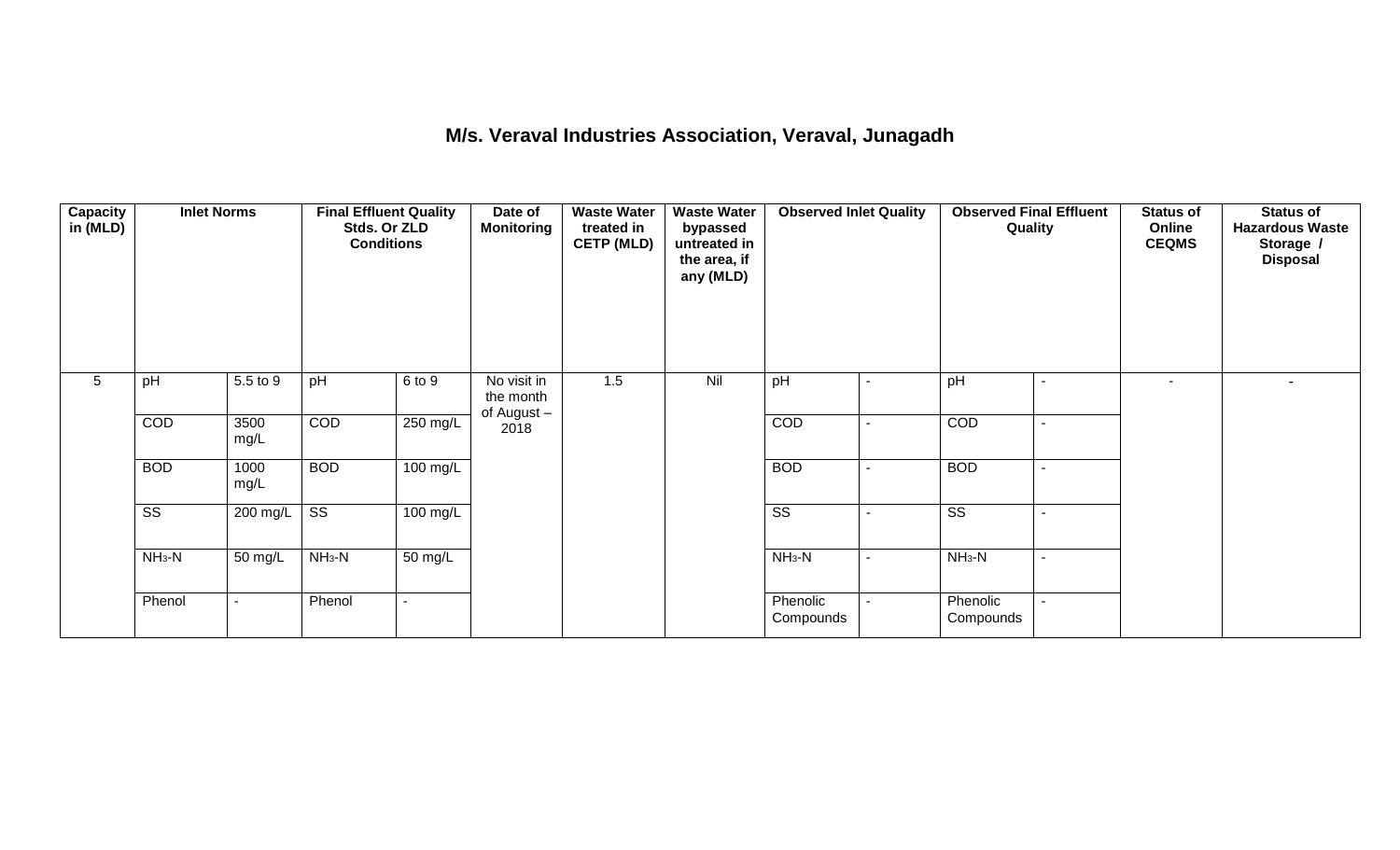# M/s. Veraval Industries Association, Veraval, Junagadh

| Capacity in (MLD) | Inlet Norms | | Final Effluent Quality Stds. Or ZLD Conditions | | Date of Monitoring | Waste Water treated in CETP (MLD) | Waste Water bypassed untreated in the area, if any (MLD) | Observed Inlet Quality | | Observed Final Effluent Quality | | Status of Online CEQMS | Status of Hazardous Waste Storage / Disposal |
|---|---|---|---|---|---|---|---|---|---|---|---|---|---|
| 5 | pH | 5.5 to 9 | pH | 6 to 9 | No visit in the month of August – 2018 | 1.5 | Nil | pH | - | pH | - | - | - |
| | COD | 3500 mg/L | COD | 250 mg/L | | | | COD | - | COD | - | | |
| | BOD | 1000 mg/L | BOD | 100 mg/L | | | | BOD | - | BOD | - | | |
| | SS | 200 mg/L | SS | 100 mg/L | | | | SS | - | SS | - | | |
| | $NH_3$-N | 50 mg/L | $NH_3$-N | 50 mg/L | | | | $NH_3$-N | - | $NH_3$-N | - | | |
| | Phenol | - | Phenol | - | | | | Phenolic Compounds | - | Phenolic Compounds | - | | |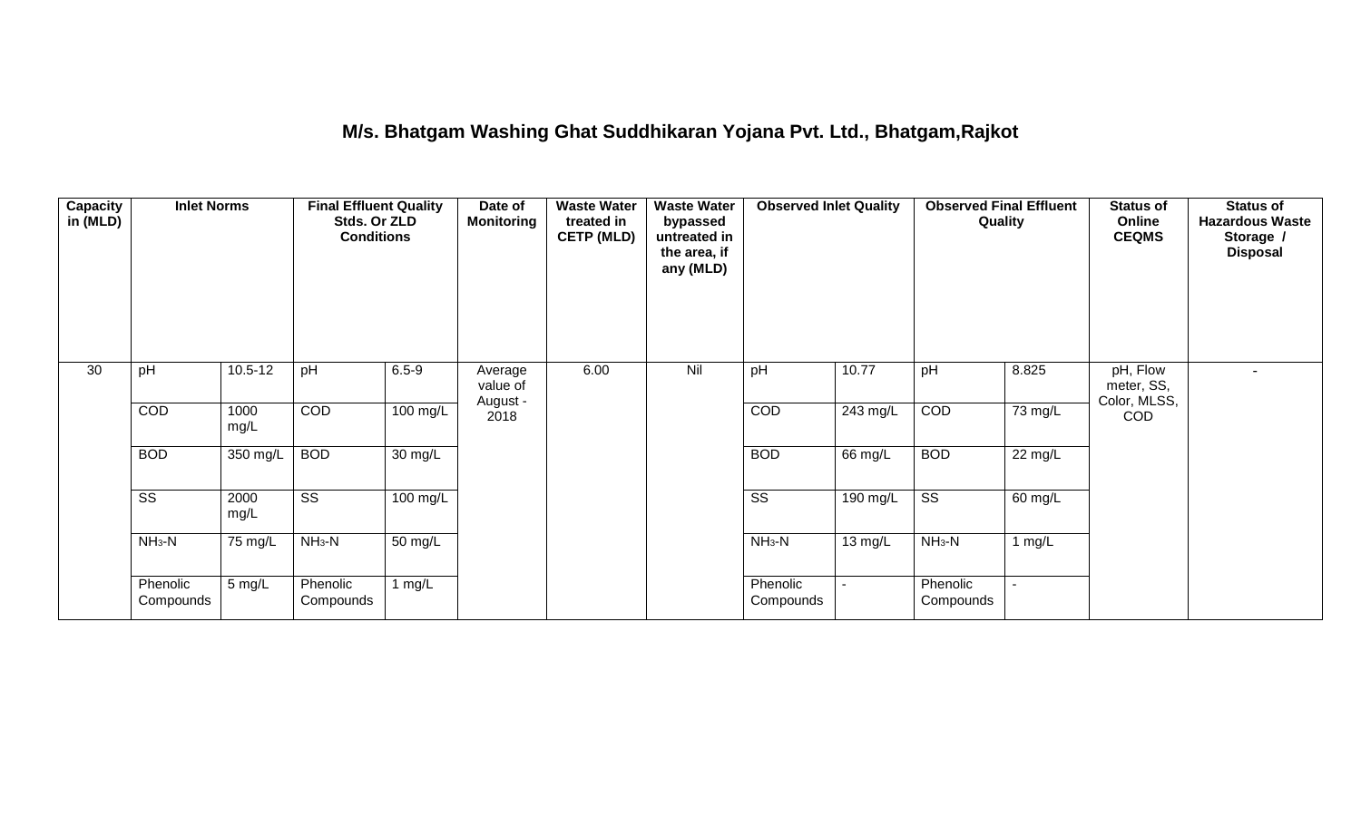# M/s. Bhatgam Washing Ghat Suddhikaran Yojana Pvt. Ltd., Bhatgam,Rajkot

| Capacity in (MLD) | Inlet Norms | | Final Effluent Quality Stds. Or ZLD Conditions | | Date of Monitoring | Waste Water treated in CETP (MLD) | Waste Water bypassed untreated in the area, if any (MLD) | Observed Inlet Quality | | Observed Final Effluent Quality | | Status of Online CEQMS | Status of Hazardous Waste Storage / Disposal |
|---|---|---|---|---|---|---|---|---|---|---|---|---|---|
| 30 | pH | 10.5-12 | pH | 6.5-9 | Average value of August - 2018 | 6.00 | Nil | pH | 10.77 | pH | 8.825 | pH, Flow meter, SS, Color, MLSS, COD | - |
| | COD | 1000 mg/L | COD | 100 mg/L | | | | COD | 243 mg/L | COD | 73 mg/L | | |
| | BOD | 350 mg/L | BOD | 30 mg/L | | | | BOD | 66 mg/L | BOD | 22 mg/L | | |
| | SS | 2000 mg/L | SS | 100 mg/L | | | | SS | 190 mg/L | SS | 60 mg/L | | |
| | $NH_3$-N | 75 mg/L | $NH_3$-N | 50 mg/L | | | | $NH_3$-N | 13 mg/L | $NH_3$-N | 1 mg/L | | |
| | Phenolic Compounds | 5 mg/L | Phenolic Compounds | 1 mg/L | | | | Phenolic Compounds | - | Phenolic Compounds | - | | |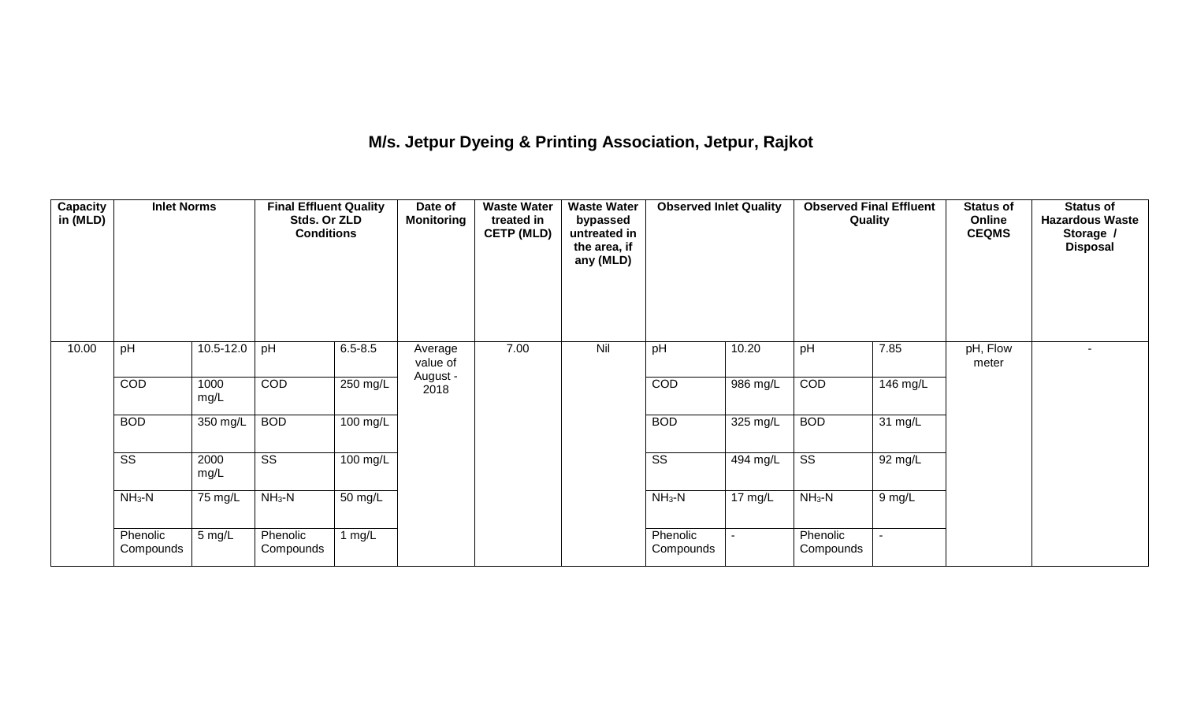## M/s. Jetpur Dyeing & Printing Association, Jetpur, Rajkot

| Capacity in (MLD) | Inlet Norms | | Final Effluent Quality Stds. Or ZLD Conditions | | Date of Monitoring | Waste Water treated in CETP (MLD) | Waste Water bypassed untreated in the area, if any (MLD) | Observed Inlet Quality | | Observed Final Effluent Quality | | Status of Online CEQMS | Status of Hazardous Waste Storage / Disposal |
|---|---|---|---|---|---|---|---|---|---|---|---|---|---|
| 10.00 | pH | 10.5-12.0 | pH | 6.5-8.5 | Average value of August - 2018 | 7.00 | Nil | pH | 10.20 | pH | 7.85 | pH, Flow meter | - |
| | COD | 1000 mg/L | COD | 250 mg/L | | | | COD | 986 mg/L | COD | 146 mg/L | | |
| | BOD | 350 mg/L | BOD | 100 mg/L | | | | BOD | 325 mg/L | BOD | 31 mg/L | | |
| | SS | 2000 mg/L | SS | 100 mg/L | | | | SS | 494 mg/L | SS | 92 mg/L | | |
| | $NH_3$-N | 75 mg/L | $NH_3$-N | 50 mg/L | | | | $NH_3$-N | 17 mg/L | $NH_3$-N | 9 mg/L | | |
| | Phenolic Compounds | 5 mg/L | Phenolic Compounds | 1 mg/L | | | | Phenolic Compounds | - | Phenolic Compounds | - | | |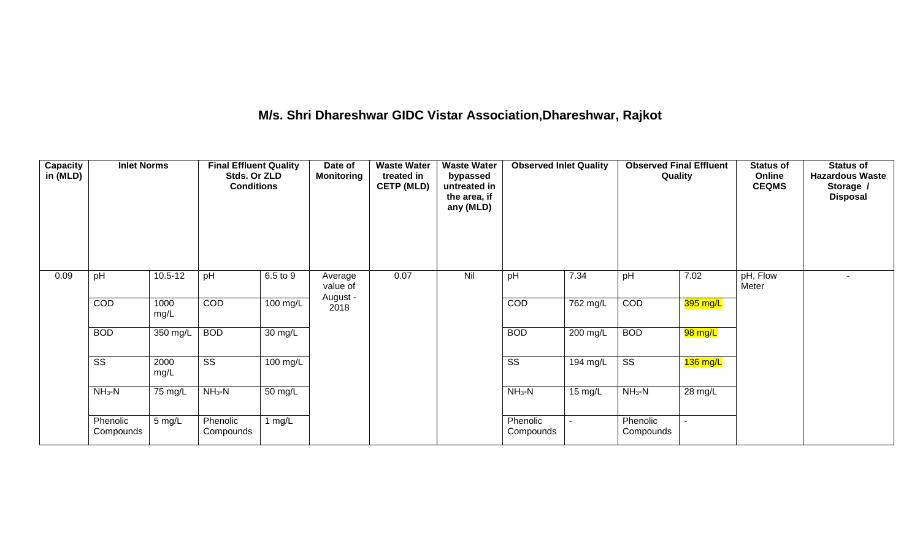## M/s. Shri Dhareshwar GIDC Vistar Association,Dhareshwar, Rajkot

| Capacity in (MLD) | Inlet Norms | | Final Effluent Quality Stds. Or ZLD Conditions | | Date of Monitoring | Waste Water treated in CETP (MLD) | Waste Water bypassed untreated in the area, if any (MLD) | Observed Inlet Quality | | Observed Final Effluent Quality | | Status of Online CEQMS | Status of Hazardous Waste Storage / Disposal |
|---|---|---|---|---|---|---|---|---|---|---|---|---|---|
| 0.09 | pH | 10.5-12 | pH | 6.5 to 9 | Average value of August - 2018 | 0.07 | Nil | pH | 7.34 | pH | 7.02 | pH, Flow Meter | - |
| | COD | 1000 mg/L | COD | 100 mg/L | | | | COD | 762 mg/L | COD | 395 mg/L | | |
| | BOD | 350 mg/L | BOD | 30 mg/L | | | | BOD | 200 mg/L | BOD | 98 mg/L | | |
| | SS | 2000 mg/L | SS | 100 mg/L | | | | SS | 194 mg/L | SS | 136 mg/L | | |
| | $NH_3$-N | 75 mg/L | $NH_3$-N | 50 mg/L | | | | $NH_3$-N | 15 mg/L | $NH_3$-N | 28 mg/L | | |
| | Phenolic Compounds | 5 mg/L | Phenolic Compounds | 1 mg/L | | | | Phenolic Compounds | - | Phenolic Compounds | - | | |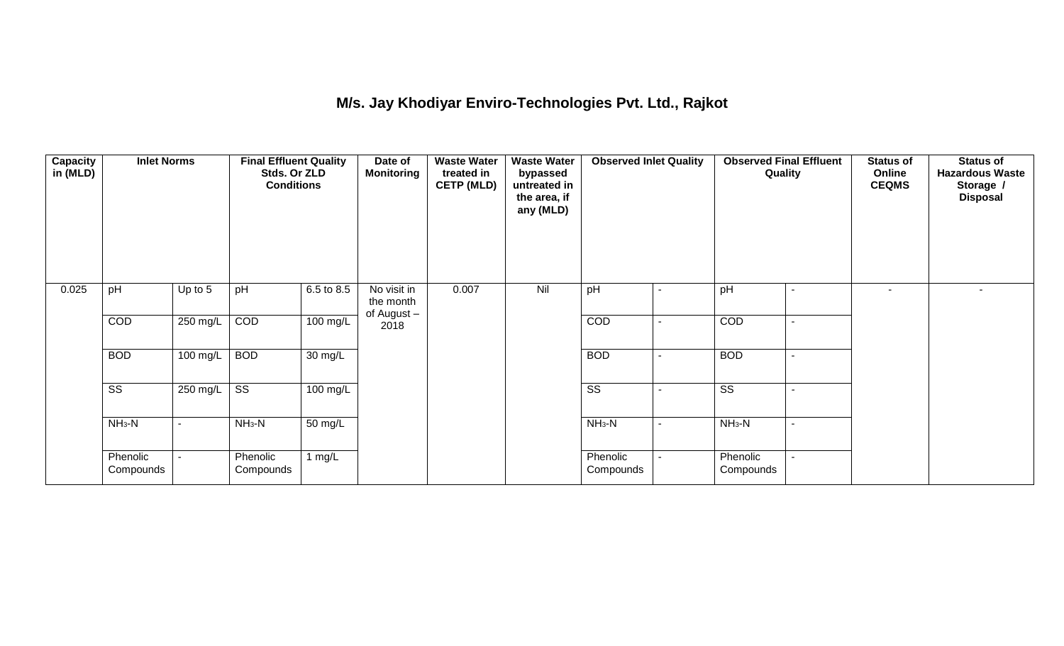# M/s. Jay Khodiyar Enviro-Technologies Pvt. Ltd., Rajkot

| Capacity in (MLD) | Inlet Norms | | Final Effluent Quality Stds. Or ZLD Conditions | | Date of Monitoring | Waste Water treated in CETP (MLD) | Waste Water bypassed untreated in the area, if any (MLD) | Observed Inlet Quality | | Observed Final Effluent Quality | | Status of Online CEQMS | Status of Hazardous Waste Storage / Disposal |
|---|---|---|---|---|---|---|---|---|---|---|---|---|---|
| 0.025 | pH | Up to 5 | pH | 6.5 to 8.5 | No visit in the month of August – 2018 | 0.007 | Nil | pH | - | pH | - | - | - |
| | COD | 250 mg/L | COD | 100 mg/L | | | | COD | - | COD | - | | |
| | BOD | 100 mg/L | BOD | 30 mg/L | | | | BOD | - | BOD | - | | |
| | SS | 250 mg/L | SS | 100 mg/L | | | | SS | - | SS | - | | |
| | $NH_3$-N | - | $NH_3$-N | 50 mg/L | | | | $NH_3$-N | - | $NH_3$-N | - | | |
| | Phenolic Compounds | - | Phenolic Compounds | 1 mg/L | | | | Phenolic Compounds | - | Phenolic Compounds | - | | |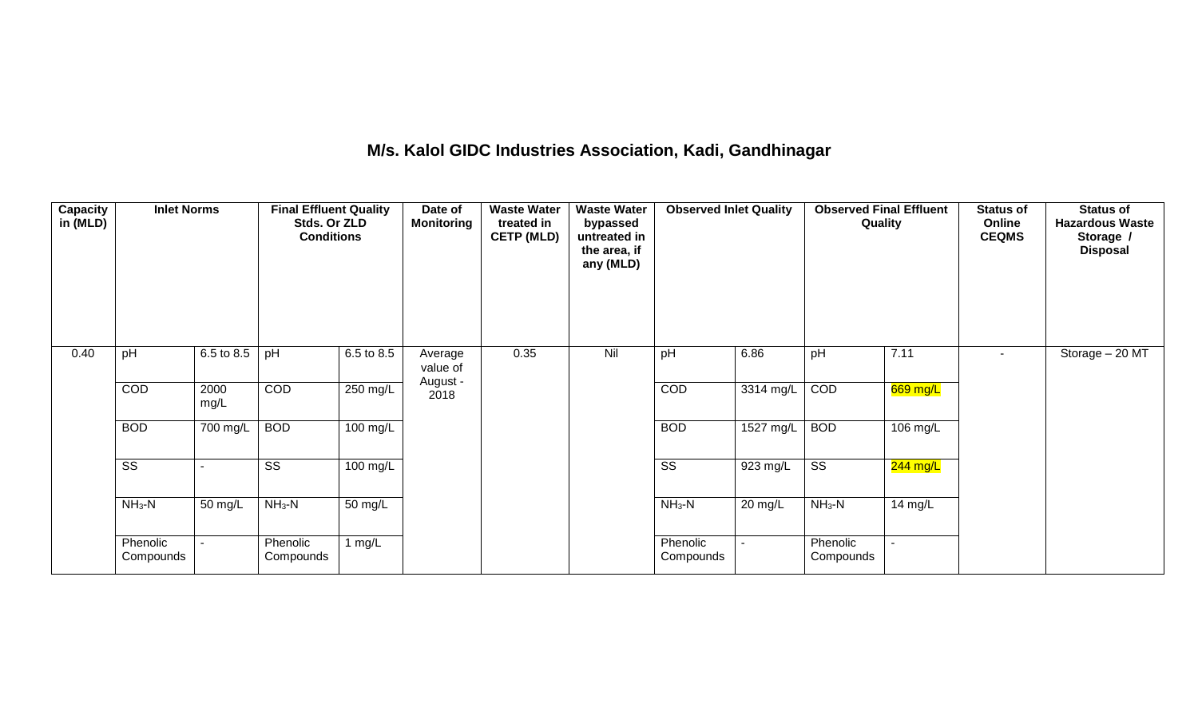# M/s. Kalol GIDC Industries Association, Kadi, Gandhinagar

| Capacity in (MLD) | Inlet Norms | | Final Effluent Quality Stds. Or ZLD Conditions | | Date of Monitoring | Waste Water treated in CETP (MLD) | Waste Water bypassed untreated in the area, if any (MLD) | Observed Inlet Quality | | Observed Final Effluent Quality | | Status of Online CEQMS | Status of Hazardous Waste Storage / Disposal |
|---|---|---|---|---|---|---|---|---|---|---|---|---|---|
| 0.40 | pH | 6.5 to 8.5 | pH | 6.5 to 8.5 | Average value of August - 2018 | 0.35 | Nil | pH | 6.86 | pH | 7.11 | - | Storage – 20 MT |
| | COD | 2000 mg/L | COD | 250 mg/L | | | | COD | 3314 mg/L | COD | 669 mg/L | | |
| | BOD | 700 mg/L | BOD | 100 mg/L | | | | BOD | 1527 mg/L | BOD | 106 mg/L | | |
| | SS | - | SS | 100 mg/L | | | | SS | 923 mg/L | SS | 244 mg/L | | |
| | $NH_3$-N | 50 mg/L | $NH_3$-N | 50 mg/L | | | | $NH_3$-N | 20 mg/L | $NH_3$-N | 14 mg/L | | |
| | Phenolic Compounds | - | Phenolic Compounds | 1 mg/L | | | | Phenolic Compounds | - | Phenolic Compounds | - | | |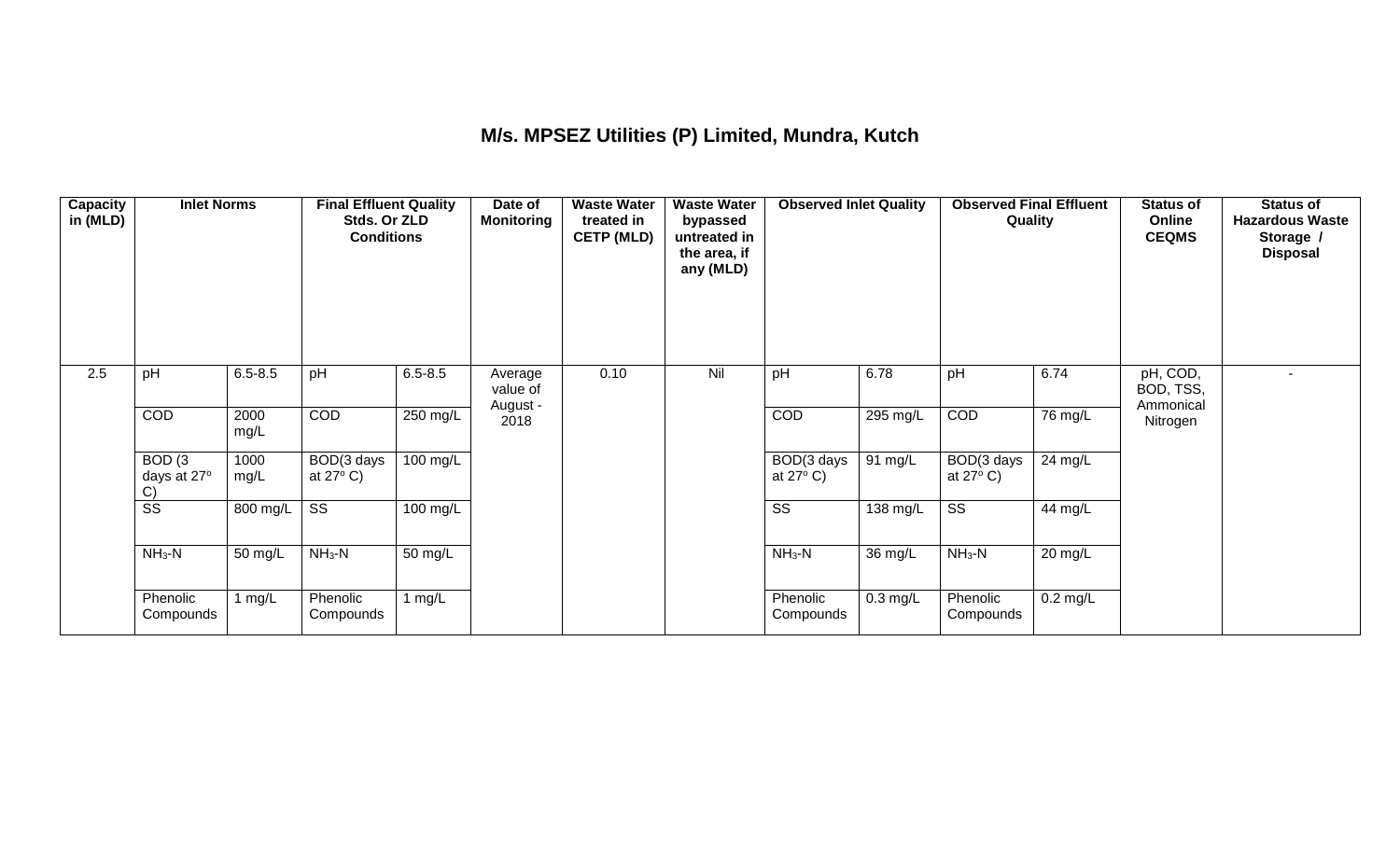# M/s. MPSEZ Utilities (P) Limited, Mundra, Kutch

| Capacity in (MLD) | Inlet Norms | | Final Effluent Quality Stds. Or ZLD Conditions | | Date of Monitoring | Waste Water treated in CETP (MLD) | Waste Water bypassed untreated in the area, if any (MLD) | Observed Inlet Quality | | Observed Final Effluent Quality | | Status of Online CEQMS | Status of Hazardous Waste Storage / Disposal |
|---|---|---|---|---|---|---|---|---|---|---|---|---|---|
| 2.5 | pH | 6.5-8.5 | pH | 6.5-8.5 | Average value of August - 2018 | 0.10 | Nil | pH | 6.78 | pH | 6.74 | pH, COD, BOD, TSS, Ammonical Nitrogen | - |
| | COD | 2000 mg/L | COD | 250 mg/L | | | | COD | 295 mg/L | COD | 76 mg/L | | |
| | BOD (3 days at 27° C) | 1000 mg/L | BOD(3 days at 27° C) | 100 mg/L | | | | BOD(3 days at 27° C) | 91 mg/L | BOD(3 days at 27° C) | 24 mg/L | | |
| | SS | 800 mg/L | SS | 100 mg/L | | | | SS | 138 mg/L | SS | 44 mg/L | | |
| | $NH_3$-N | 50 mg/L | $NH_3$-N | 50 mg/L | | | | $NH_3$-N | 36 mg/L | $NH_3$-N | 20 mg/L | | |
| | Phenolic Compounds | 1 mg/L | Phenolic Compounds | 1 mg/L | | | | Phenolic Compounds | 0.3 mg/L | Phenolic Compounds | 0.2 mg/L | | |